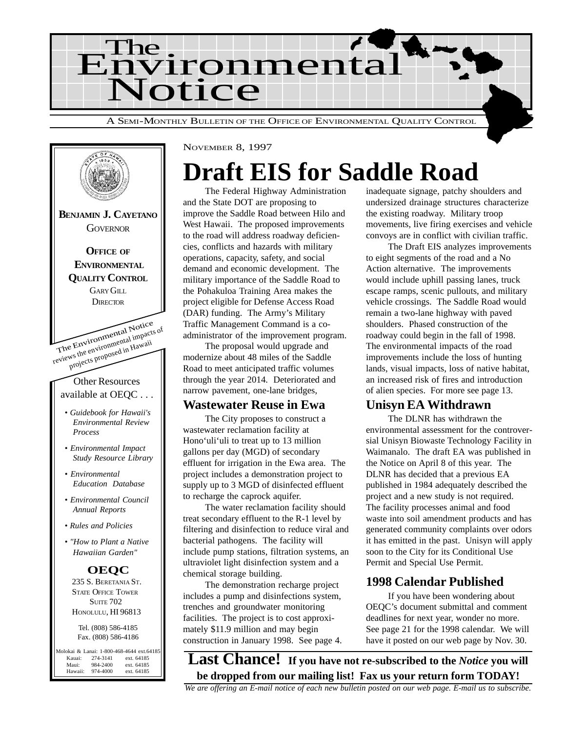# The Environmental Notice

A SEMI-MONTHLY BULLETIN OF THE OFFICE OF ENVIRONMENTAL QUALITY CONTROL

**BENJAMIN J. CAYETANO**
GOVERNOR

**OFFICE OF ENVIRONMENTAL QUALITY CONTROL**
GARY GILL
DIRECTOR

The Environmental Notice reviews the environmental impacts of projects proposed in Hawaii

Other Resources available at OEQC . . .

- *Guidebook for Hawaii's Environmental Review Process*
- *Environmental Impact Study Resource Library*
- *Environmental Education Database*
- *Environmental Council Annual Reports*
- *Rules and Policies*
- *"How to Plant a Native Hawaiian Garden"*

**OEQC**
235 S. BERETANIA ST.
STATE OFFICE TOWER
SUITE 702
HONOLULU, HI 96813

Tel. (808) 586-4185
Fax. (808) 586-4186

| | | |
|---|---|---|
| Molokai & Lanai: | 1-800-468-4644 | ext.64185 |
| Kauai: | 274-3141 | ext. 64185 |
| Maui: | 984-2400 | ext. 64185 |
| Hawaii: | 974-4000 | ext. 64185 |

NOVEMBER 8, 1997

# Draft EIS for Saddle Road

The Federal Highway Administration and the State DOT are proposing to improve the Saddle Road between Hilo and West Hawaii. The proposed improvements to the road will address roadway deficiencies, conflicts and hazards with military operations, capacity, safety, and social demand and economic development. The military importance of the Saddle Road to the Pohakuloa Training Area makes the project eligible for Defense Access Road (DAR) funding. The Army's Military Traffic Management Command is a co-administrator of the improvement program.

The proposal would upgrade and modernize about 48 miles of the Saddle Road to meet anticipated traffic volumes through the year 2014. Deteriorated and narrow pavement, one-lane bridges, inadequate signage, patchy shoulders and undersized drainage structures characterize the existing roadway. Military troop movements, live firing exercises and vehicle convoys are in conflict with civilian traffic.

The Draft EIS analyzes improvements to eight segments of the road and a No Action alternative. The improvements would include uphill passing lanes, truck escape ramps, scenic pullouts, and military vehicle crossings. The Saddle Road would remain a two-lane highway with paved shoulders. Phased construction of the roadway could begin in the fall of 1998. The environmental impacts of the road improvements include the loss of hunting lands, visual impacts, loss of native habitat, an increased risk of fires and introduction of alien species. For more see page 13.

## Wastewater Reuse in Ewa

The City proposes to construct a wastewater reclamation facility at Hono'uli'uli to treat up to 13 million gallons per day (MGD) of secondary effluent for irrigation in the Ewa area. The project includes a demonstration project to supply up to 3 MGD of disinfected effluent to recharge the caprock aquifer.

The water reclamation facility should treat secondary effluent to the R-1 level by filtering and disinfection to reduce viral and bacterial pathogens. The facility will include pump stations, filtration systems, an ultraviolet light disinfection system and a chemical storage building.

The demonstration recharge project includes a pump and disinfections system, trenches and groundwater monitoring facilities. The project is to cost approximately $11.9 million and may begin construction in January 1998. See page 4.

## Unisyn EA Withdrawn

The DLNR has withdrawn the environmental assessment for the controversial Unisyn Biowaste Technology Facility in Waimanalo. The draft EA was published in the Notice on April 8 of this year. The DLNR has decided that a previous EA published in 1984 adequately described the project and a new study is not required. The facility processes animal and food waste into soil amendment products and has generated community complaints over odors it has emitted in the past. Unisyn will apply soon to the City for its Conditional Use Permit and Special Use Permit.

## 1998 Calendar Published

If you have been wondering about OEQC's document submittal and comment deadlines for next year, wonder no more. See page 21 for the 1998 calendar. We will have it posted on our web page by Nov. 30.

**Last Chance! If you have not re-subscribed to the *Notice* you will be dropped from our mailing list! Fax us your return form TODAY!**

*We are offering an E-mail notice of each new bulletin posted on our web page. E-mail us to subscribe.*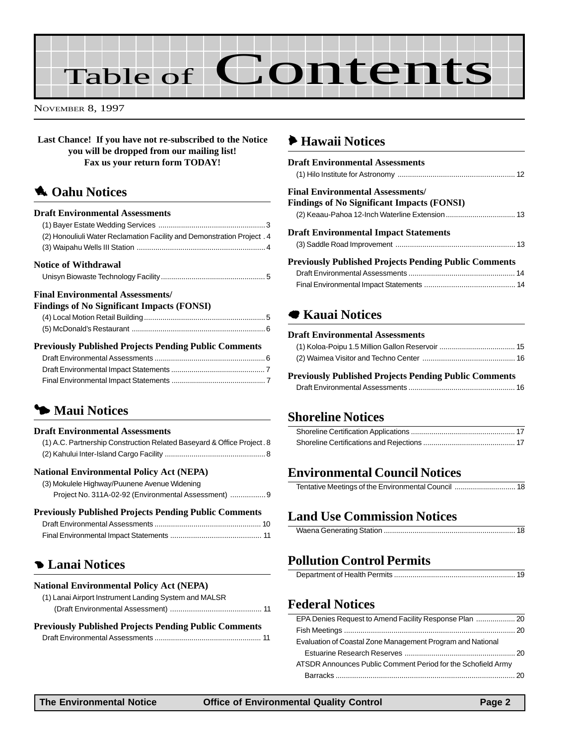# Table of Contents

NOVEMBER 8, 1997

**Last Chance! If you have not re-subscribed to the Notice you will be dropped from our mailing list! Fax us your return form TODAY!**

## Oahu Notices

### Draft Environmental Assessments

(1) Bayer Estate Wedding Services .... 3
(2) Honouliuli Water Reclamation Facility and Demonstration Project . 4
(3) Waipahu Wells III Station .... 4

### Notice of Withdrawal

Unisyn Biowaste Technology Facility .... 5

### Final Environmental Assessments/ Findings of No Significant Impacts (FONSI)

(4) Local Motion Retail Building .... 5
(5) McDonald's Restaurant .... 6

### Previously Published Projects Pending Public Comments

Draft Environmental Assessments .... 6
Draft Environmental Impact Statements .... 7
Final Environmental Impact Statements .... 7

## Maui Notices

### Draft Environmental Assessments

(1) A.C. Partnership Construction Related Baseyard & Office Project . 8
(2) Kahului Inter-Island Cargo Facility .... 8

### National Environmental Policy Act (NEPA)

(3) Mokulele Highway/Puunene Avenue Widening Project No. 311A-02-92 (Environmental Assessment) .... 9

### Previously Published Projects Pending Public Comments

Draft Environmental Assessments .... 10
Final Environmental Impact Statements .... 11

## Lanai Notices

### National Environmental Policy Act (NEPA)

(1) Lanai Airport Instrument Landing System and MALSR (Draft Environmental Assessment) .... 11

### Previously Published Projects Pending Public Comments

Draft Environmental Assessments .... 11

## Hawaii Notices

### Draft Environmental Assessments

(1) Hilo Institute for Astronomy .... 12

### Final Environmental Assessments/ Findings of No Significant Impacts (FONSI)

(2) Keaau-Pahoa 12-Inch Waterline Extension .... 13

### Draft Environmental Impact Statements

(3) Saddle Road Improvement .... 13

### Previously Published Projects Pending Public Comments

Draft Environmental Assessments .... 14
Final Environmental Impact Statements .... 14

## Kauai Notices

### Draft Environmental Assessments

(1) Koloa-Poipu 1.5 Million Gallon Reservoir .... 15
(2) Waimea Visitor and Techno Center .... 16

### Previously Published Projects Pending Public Comments

Draft Environmental Assessments .... 16

## Shoreline Notices

Shoreline Certification Applications .... 17
Shoreline Certifications and Rejections .... 17

## Environmental Council Notices

Tentative Meetings of the Environmental Council .... 18

## Land Use Commission Notices

Waena Generating Station .... 18

## Pollution Control Permits

Department of Health Permits .... 19

## Federal Notices

EPA Denies Request to Amend Facility Response Plan .... 20
Fish Meetings .... 20
Evaluation of Coastal Zone Management Program and National Estuarine Research Reserves .... 20
ATSDR Announces Public Comment Period for the Schofield Army Barracks .... 20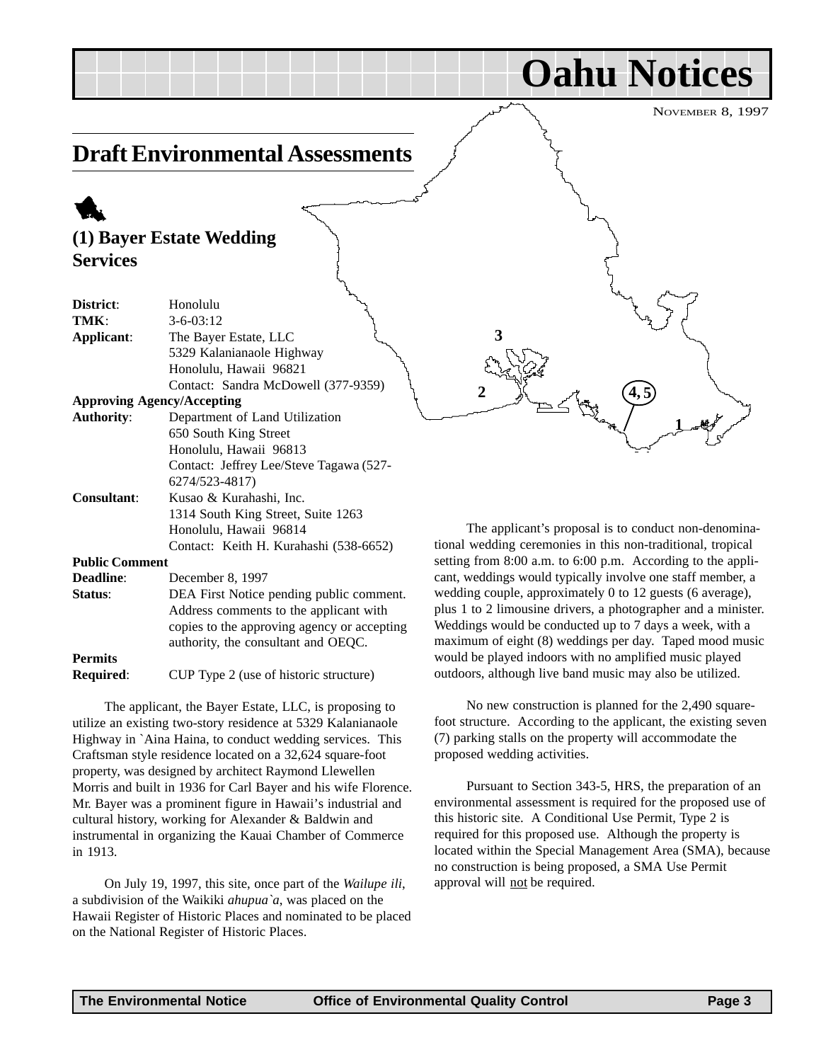# Oahu Notices

NOVEMBER 8, 1997

## Draft Environmental Assessments

### (1) Bayer Estate Wedding Services

**District**: Honolulu
**TMK**: 3-6-03:12
**Applicant**: The Bayer Estate, LLC
5329 Kalanianaole Highway
Honolulu, Hawaii 96821
Contact: Sandra McDowell (377-9359)
**Approving Agency/Accepting Authority**: Department of Land Utilization
650 South King Street
Honolulu, Hawaii 96813
Contact: Jeffrey Lee/Steve Tagawa (527-6274/523-4817)
**Consultant**: Kusao & Kurahashi, Inc.
1314 South King Street, Suite 1263
Honolulu, Hawaii 96814
Contact: Keith H. Kurahashi (538-6652)
**Public Comment Deadline**: December 8, 1997
**Status**: DEA First Notice pending public comment. Address comments to the applicant with copies to the approving agency or accepting authority, the consultant and OEQC.
**Permits Required**: CUP Type 2 (use of historic structure)

The applicant, the Bayer Estate, LLC, is proposing to utilize an existing two-story residence at 5329 Kalanianaole Highway in `Aina Haina, to conduct wedding services. This Craftsman style residence located on a 32,624 square-foot property, was designed by architect Raymond Llewellen Morris and built in 1936 for Carl Bayer and his wife Florence. Mr. Bayer was a prominent figure in Hawaii's industrial and cultural history, working for Alexander & Baldwin and instrumental in organizing the Kauai Chamber of Commerce in 1913.

On July 19, 1997, this site, once part of the *Wailupe ili*, a subdivision of the Waikiki *ahupua`a*, was placed on the Hawaii Register of Historic Places and nominated to be placed on the National Register of Historic Places.

The applicant's proposal is to conduct non-denominational wedding ceremonies in this non-traditional, tropical setting from 8:00 a.m. to 6:00 p.m. According to the applicant, weddings would typically involve one staff member, a wedding couple, approximately 0 to 12 guests (6 average), plus 1 to 2 limousine drivers, a photographer and a minister. Weddings would be conducted up to 7 days a week, with a maximum of eight (8) weddings per day. Taped mood music would be played indoors with no amplified music played outdoors, although live band music may also be utilized.

No new construction is planned for the 2,490 square-foot structure. According to the applicant, the existing seven (7) parking stalls on the property will accommodate the proposed wedding activities.

Pursuant to Section 343-5, HRS, the preparation of an environmental assessment is required for the proposed use of this historic site. A Conditional Use Permit, Type 2 is required for this proposed use. Although the property is located within the Special Management Area (SMA), because no construction is being proposed, a SMA Use Permit approval will not be required.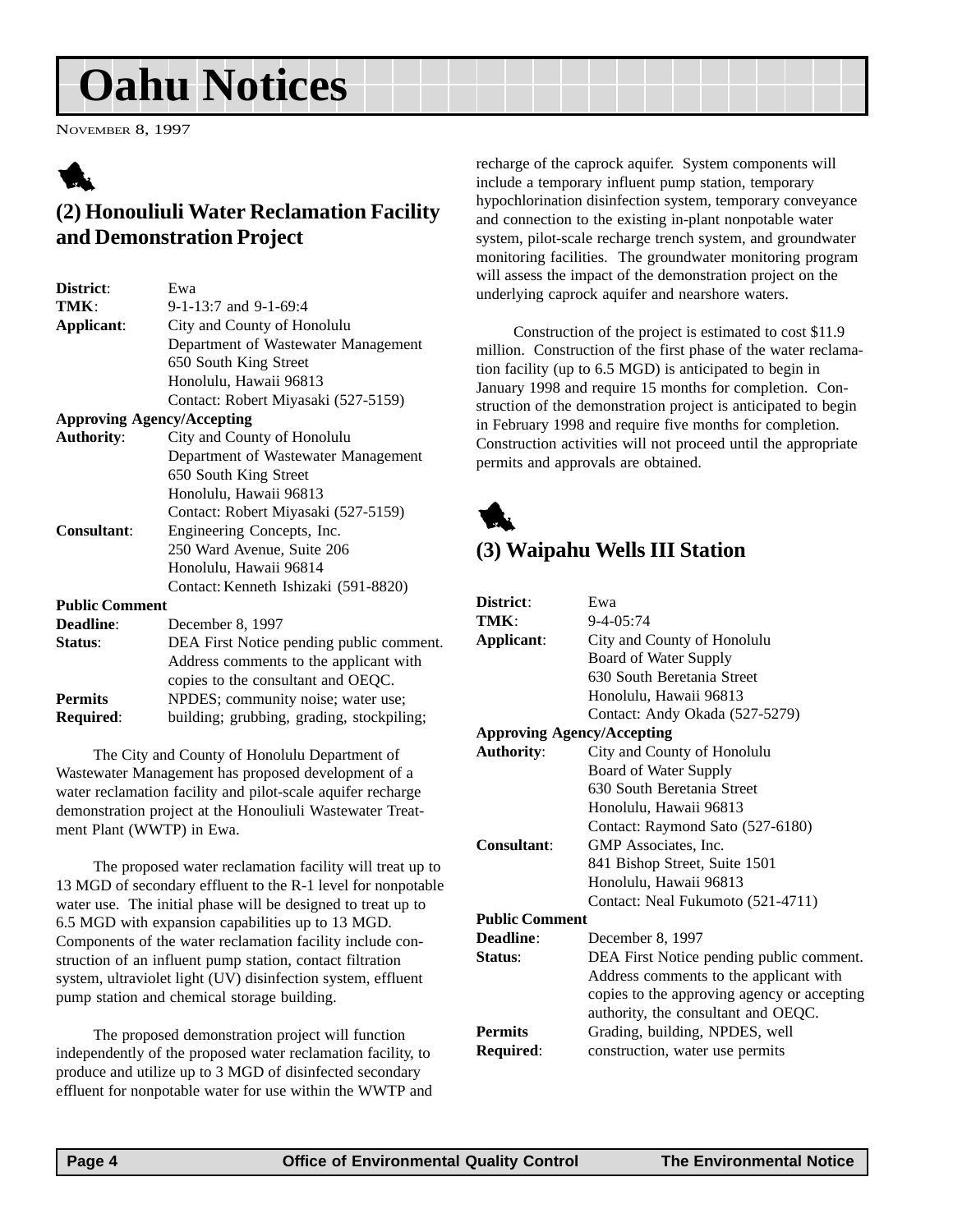# Oahu Notices

NOVEMBER 8, 1997

## (2) Honouliuli Water Reclamation Facility and Demonstration Project

| | |
|---|---|
| **District**: | Ewa |
| **TMK**: | 9-1-13:7 and 9-1-69:4 |
| **Applicant**: | City and County of Honolulu<br>Department of Wastewater Management<br>650 South King Street<br>Honolulu, Hawaii 96813<br>Contact: Robert Miyasaki (527-5159) |
| **Approving Agency/Accepting Authority**: | City and County of Honolulu<br>Department of Wastewater Management<br>650 South King Street<br>Honolulu, Hawaii 96813<br>Contact: Robert Miyasaki (527-5159) |
| **Consultant**: | Engineering Concepts, Inc.<br>250 Ward Avenue, Suite 206<br>Honolulu, Hawaii 96814<br>Contact: Kenneth Ishizaki (591-8820) |
| **Public Comment Deadline**: | December 8, 1997 |
| **Status**: | DEA First Notice pending public comment. Address comments to the applicant with copies to the consultant and OEQC. |
| **Permits Required**: | NPDES; community noise; water use; building; grubbing, grading, stockpiling; |

The City and County of Honolulu Department of Wastewater Management has proposed development of a water reclamation facility and pilot-scale aquifer recharge demonstration project at the Honouliuli Wastewater Treatment Plant (WWTP) in Ewa.

The proposed water reclamation facility will treat up to 13 MGD of secondary effluent to the R-1 level for nonpotable water use. The initial phase will be designed to treat up to 6.5 MGD with expansion capabilities up to 13 MGD. Components of the water reclamation facility include construction of an influent pump station, contact filtration system, ultraviolet light (UV) disinfection system, effluent pump station and chemical storage building.

The proposed demonstration project will function independently of the proposed water reclamation facility, to produce and utilize up to 3 MGD of disinfected secondary effluent for nonpotable water for use within the WWTP and recharge of the caprock aquifer. System components will include a temporary influent pump station, temporary hypochlorination disinfection system, temporary conveyance and connection to the existing in-plant nonpotable water system, pilot-scale recharge trench system, and groundwater monitoring facilities. The groundwater monitoring program will assess the impact of the demonstration project on the underlying caprock aquifer and nearshore waters.

Construction of the project is estimated to cost $11.9 million. Construction of the first phase of the water reclamation facility (up to 6.5 MGD) is anticipated to begin in January 1998 and require 15 months for completion. Construction of the demonstration project is anticipated to begin in February 1998 and require five months for completion. Construction activities will not proceed until the appropriate permits and approvals are obtained.

## (3) Waipahu Wells III Station

| | |
|---|---|
| **District**: | Ewa |
| **TMK**: | 9-4-05:74 |
| **Applicant**: | City and County of Honolulu<br>Board of Water Supply<br>630 South Beretania Street<br>Honolulu, Hawaii 96813<br>Contact: Andy Okada (527-5279) |
| **Approving Agency/Accepting Authority**: | City and County of Honolulu<br>Board of Water Supply<br>630 South Beretania Street<br>Honolulu, Hawaii 96813<br>Contact: Raymond Sato (527-6180) |
| **Consultant**: | GMP Associates, Inc.<br>841 Bishop Street, Suite 1501<br>Honolulu, Hawaii 96813<br>Contact: Neal Fukumoto (521-4711) |
| **Public Comment Deadline**: | December 8, 1997 |
| **Status**: | DEA First Notice pending public comment. Address comments to the applicant with copies to the approving agency or accepting authority, the consultant and OEQC. |
| **Permits Required**: | Grading, building, NPDES, well construction, water use permits |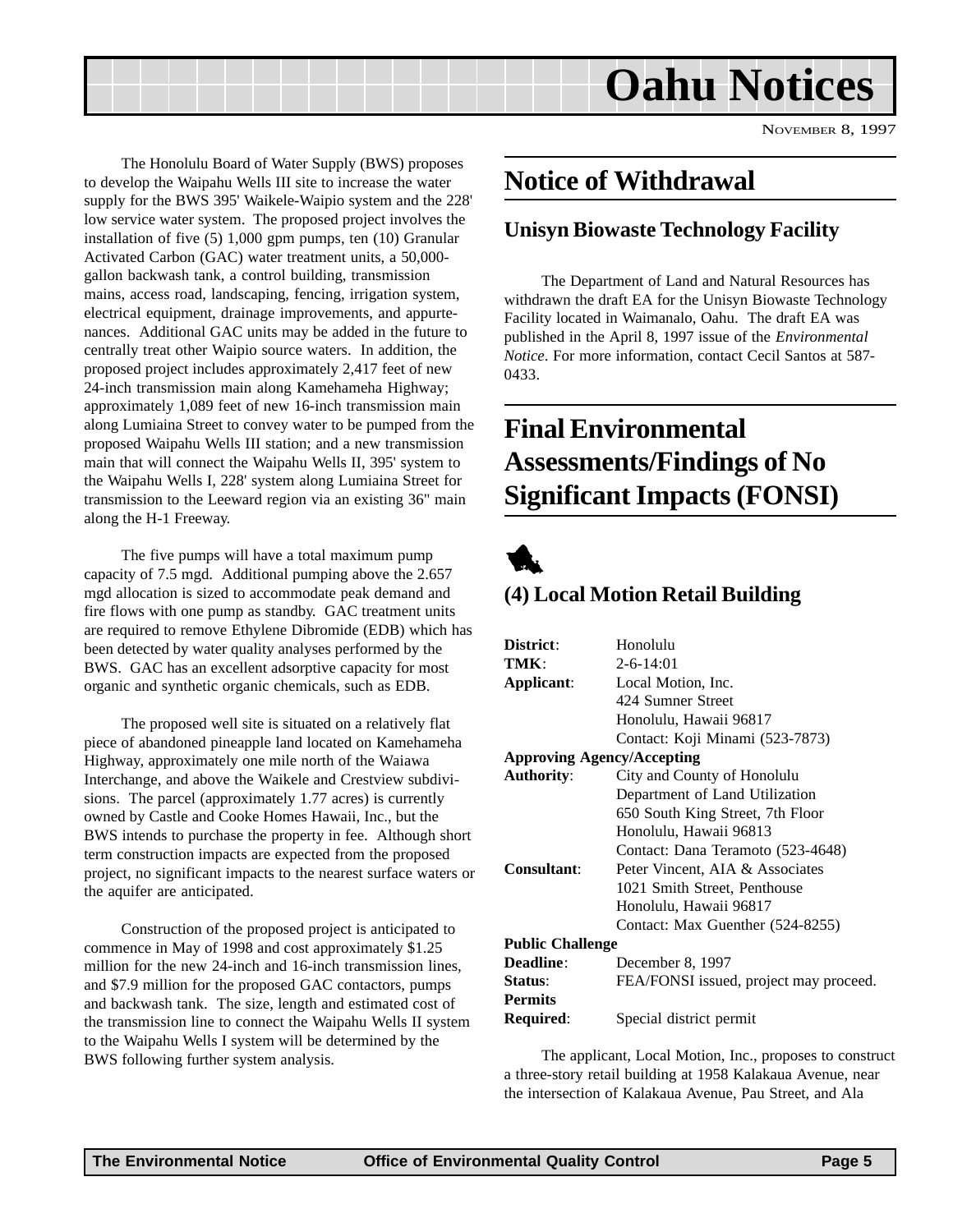The Honolulu Board of Water Supply (BWS) proposes to develop the Waipahu Wells III site to increase the water supply for the BWS 395' Waikele-Waipio system and the 228' low service water system. The proposed project involves the installation of five (5) 1,000 gpm pumps, ten (10) Granular Activated Carbon (GAC) water treatment units, a 50,000-gallon backwash tank, a control building, transmission mains, access road, landscaping, fencing, irrigation system, electrical equipment, drainage improvements, and appurtenances. Additional GAC units may be added in the future to centrally treat other Waipio source waters. In addition, the proposed project includes approximately 2,417 feet of new 24-inch transmission main along Kamehameha Highway; approximately 1,089 feet of new 16-inch transmission main along Lumiaina Street to convey water to be pumped from the proposed Waipahu Wells III station; and a new transmission main that will connect the Waipahu Wells II, 395' system to the Waipahu Wells I, 228' system along Lumiaina Street for transmission to the Leeward region via an existing 36" main along the H-1 Freeway.

The five pumps will have a total maximum pump capacity of 7.5 mgd. Additional pumping above the 2.657 mgd allocation is sized to accommodate peak demand and fire flows with one pump as standby. GAC treatment units are required to remove Ethylene Dibromide (EDB) which has been detected by water quality analyses performed by the BWS. GAC has an excellent adsorptive capacity for most organic and synthetic organic chemicals, such as EDB.

The proposed well site is situated on a relatively flat piece of abandoned pineapple land located on Kamehameha Highway, approximately one mile north of the Waiawa Interchange, and above the Waikele and Crestview subdivisions. The parcel (approximately 1.77 acres) is currently owned by Castle and Cooke Homes Hawaii, Inc., but the BWS intends to purchase the property in fee. Although short term construction impacts are expected from the proposed project, no significant impacts to the nearest surface waters or the aquifer are anticipated.

Construction of the proposed project is anticipated to commence in May of 1998 and cost approximately $1.25 million for the new 24-inch and 16-inch transmission lines, and $7.9 million for the proposed GAC contactors, pumps and backwash tank. The size, length and estimated cost of the transmission line to connect the Waipahu Wells II system to the Waipahu Wells I system will be determined by the BWS following further system analysis.

## Notice of Withdrawal

### Unisyn Biowaste Technology Facility

The Department of Land and Natural Resources has withdrawn the draft EA for the Unisyn Biowaste Technology Facility located in Waimanalo, Oahu. The draft EA was published in the April 8, 1997 issue of the *Environmental Notice*. For more information, contact Cecil Santos at 587-0433.

## Final Environmental Assessments/Findings of No Significant Impacts (FONSI)

### (4) Local Motion Retail Building

**District**: Honolulu
**TMK**: 2-6-14:01
**Applicant**: Local Motion, Inc.
424 Sumner Street
Honolulu, Hawaii 96817
Contact: Koji Minami (523-7873)

**Approving Agency/Accepting Authority**: City and County of Honolulu
Department of Land Utilization
650 South King Street, 7th Floor
Honolulu, Hawaii 96813
Contact: Dana Teramoto (523-4648)

**Consultant**: Peter Vincent, AIA & Associates
1021 Smith Street, Penthouse
Honolulu, Hawaii 96817
Contact: Max Guenther (524-8255)

**Public Challenge Deadline**: December 8, 1997
**Status**: FEA/FONSI issued, project may proceed.
**Permits Required**: Special district permit

The applicant, Local Motion, Inc., proposes to construct a three-story retail building at 1958 Kalakaua Avenue, near the intersection of Kalakaua Avenue, Pau Street, and Ala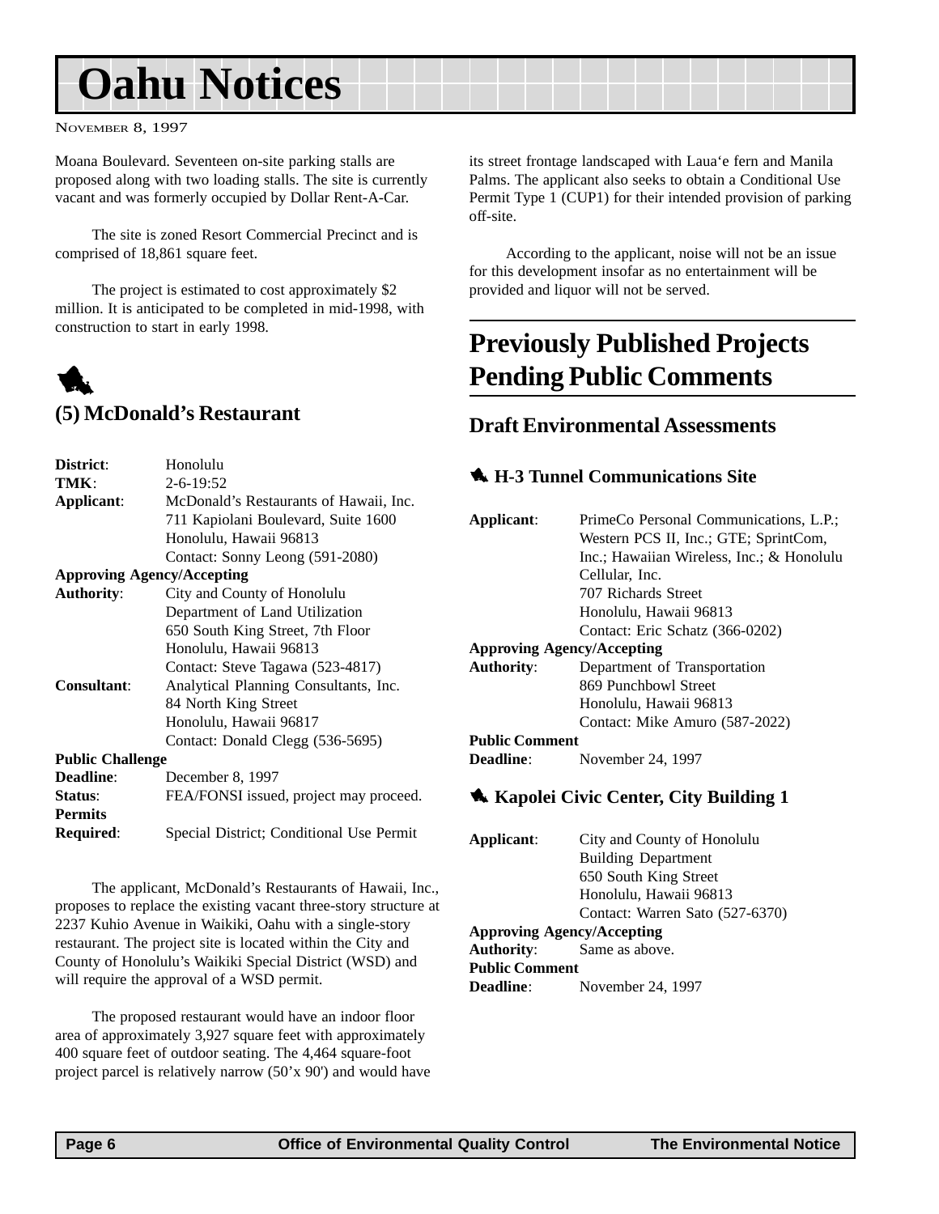Moana Boulevard. Seventeen on-site parking stalls are proposed along with two loading stalls. The site is currently vacant and was formerly occupied by Dollar Rent-A-Car.

The site is zoned Resort Commercial Precinct and is comprised of 18,861 square feet.

The project is estimated to cost approximately $2 million. It is anticipated to be completed in mid-1998, with construction to start in early 1998.

### (5) McDonald's Restaurant

**District**: Honolulu
**TMK**: 2-6-19:52
**Applicant**: McDonald's Restaurants of Hawaii, Inc.
711 Kapiolani Boulevard, Suite 1600
Honolulu, Hawaii 96813
Contact: Sonny Leong (591-2080)
**Approving Agency/Accepting Authority**: City and County of Honolulu
Department of Land Utilization
650 South King Street, 7th Floor
Honolulu, Hawaii 96813
Contact: Steve Tagawa (523-4817)
**Consultant**: Analytical Planning Consultants, Inc.
84 North King Street
Honolulu, Hawaii 96817
Contact: Donald Clegg (536-5695)
**Public Challenge Deadline**: December 8, 1997
**Status**: FEA/FONSI issued, project may proceed.
**Permits Required**: Special District; Conditional Use Permit

The applicant, McDonald's Restaurants of Hawaii, Inc., proposes to replace the existing vacant three-story structure at 2237 Kuhio Avenue in Waikiki, Oahu with a single-story restaurant. The project site is located within the City and County of Honolulu's Waikiki Special District (WSD) and will require the approval of a WSD permit.

The proposed restaurant would have an indoor floor area of approximately 3,927 square feet with approximately 400 square feet of outdoor seating. The 4,464 square-foot project parcel is relatively narrow (50'x 90') and would have its street frontage landscaped with Laua'e fern and Manila Palms. The applicant also seeks to obtain a Conditional Use Permit Type 1 (CUP1) for their intended provision of parking off-site.

According to the applicant, noise will not be an issue for this development insofar as no entertainment will be provided and liquor will not be served.

## Previously Published Projects Pending Public Comments

### Draft Environmental Assessments

#### H-3 Tunnel Communications Site

**Applicant**: PrimeCo Personal Communications, L.P.; Western PCS II, Inc.; GTE; SprintCom, Inc.; Hawaiian Wireless, Inc.; & Honolulu Cellular, Inc.
707 Richards Street
Honolulu, Hawaii 96813
Contact: Eric Schatz (366-0202)
**Approving Agency/Accepting Authority**: Department of Transportation
869 Punchbowl Street
Honolulu, Hawaii 96813
Contact: Mike Amuro (587-2022)
**Public Comment Deadline**: November 24, 1997

#### Kapolei Civic Center, City Building 1

**Applicant**: City and County of Honolulu
Building Department
650 South King Street
Honolulu, Hawaii 96813
Contact: Warren Sato (527-6370)
**Approving Agency/Accepting Authority**: Same as above.
**Public Comment Deadline**: November 24, 1997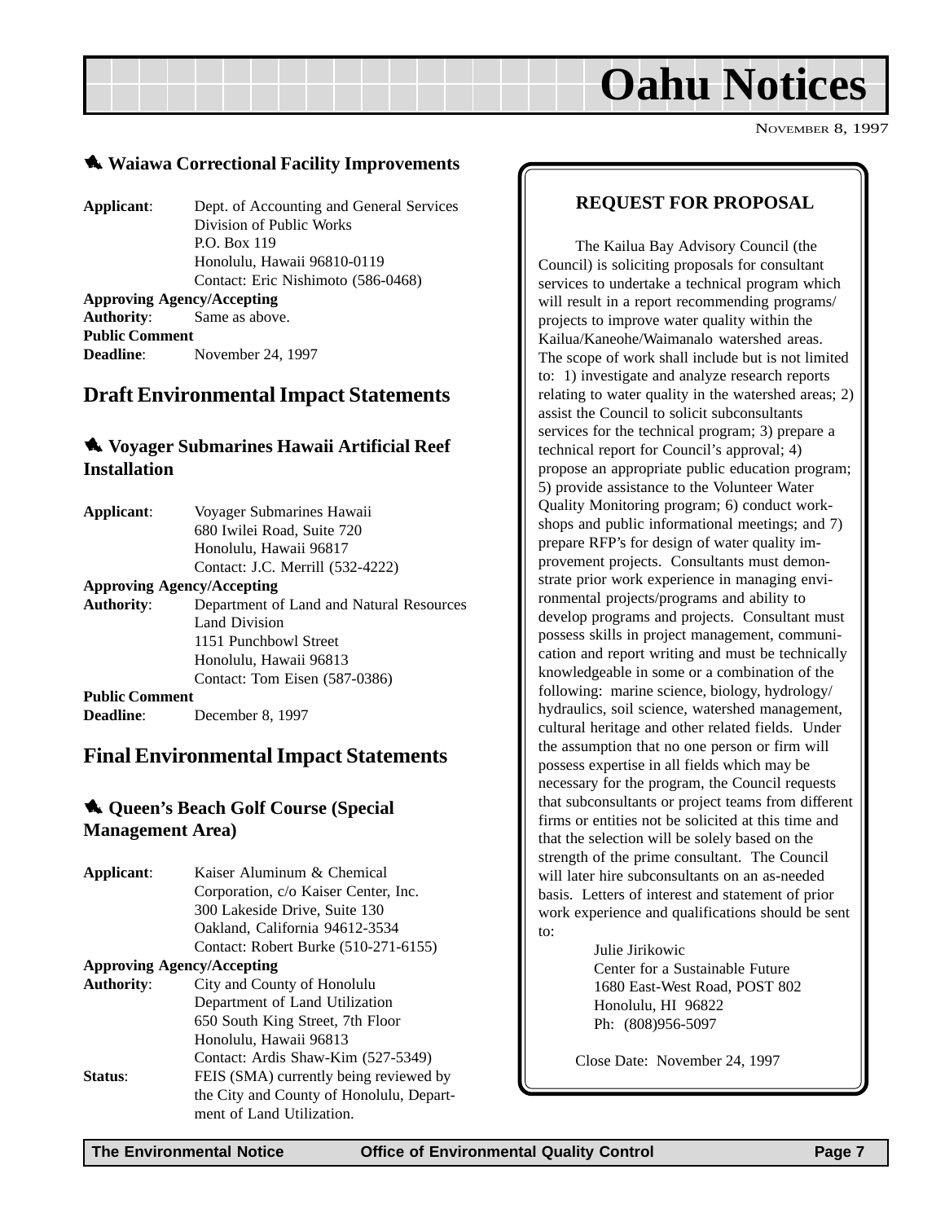### Waiawa Correctional Facility Improvements

**Applicant**: Dept. of Accounting and General Services
Division of Public Works
P.O. Box 119
Honolulu, Hawaii 96810-0119
Contact: Eric Nishimoto (586-0468)

**Approving Agency/Accepting Authority**: Same as above.

**Public Comment Deadline**: November 24, 1997

## Draft Environmental Impact Statements

### Voyager Submarines Hawaii Artificial Reef Installation

**Applicant**: Voyager Submarines Hawaii
680 Iwilei Road, Suite 720
Honolulu, Hawaii 96817
Contact: J.C. Merrill (532-4222)

**Approving Agency/Accepting Authority**: Department of Land and Natural Resources
Land Division
1151 Punchbowl Street
Honolulu, Hawaii 96813
Contact: Tom Eisen (587-0386)

**Public Comment Deadline**: December 8, 1997

## Final Environmental Impact Statements

### Queen's Beach Golf Course (Special Management Area)

**Applicant**: Kaiser Aluminum & Chemical Corporation, c/o Kaiser Center, Inc.
300 Lakeside Drive, Suite 130
Oakland, California 94612-3534
Contact: Robert Burke (510-271-6155)

**Approving Agency/Accepting Authority**: City and County of Honolulu
Department of Land Utilization
650 South King Street, 7th Floor
Honolulu, Hawaii 96813
Contact: Ardis Shaw-Kim (527-5349)

**Status**: FEIS (SMA) currently being reviewed by the City and County of Honolulu, Department of Land Utilization.

---

**REQUEST FOR PROPOSAL**

The Kailua Bay Advisory Council (the Council) is soliciting proposals for consultant services to undertake a technical program which will result in a report recommending programs/projects to improve water quality within the Kailua/Kaneohe/Waimanalo watershed areas. The scope of work shall include but is not limited to: 1) investigate and analyze research reports relating to water quality in the watershed areas; 2) assist the Council to solicit subconsultants services for the technical program; 3) prepare a technical report for Council's approval; 4) propose an appropriate public education program; 5) provide assistance to the Volunteer Water Quality Monitoring program; 6) conduct workshops and public informational meetings; and 7) prepare RFP's for design of water quality improvement projects. Consultants must demonstrate prior work experience in managing environmental projects/programs and ability to develop programs and projects. Consultant must possess skills in project management, communication and report writing and must be technically knowledgeable in some or a combination of the following: marine science, biology, hydrology/hydraulics, soil science, watershed management, cultural heritage and other related fields. Under the assumption that no one person or firm will possess expertise in all fields which may be necessary for the program, the Council requests that subconsultants or project teams from different firms or entities not be solicited at this time and that the selection will be solely based on the strength of the prime consultant. The Council will later hire subconsultants on an as-needed basis. Letters of interest and statement of prior work experience and qualifications should be sent to:

Julie Jirikowic
Center for a Sustainable Future
1680 East-West Road, POST 802
Honolulu, HI 96822
Ph: (808)956-5097

Close Date: November 24, 1997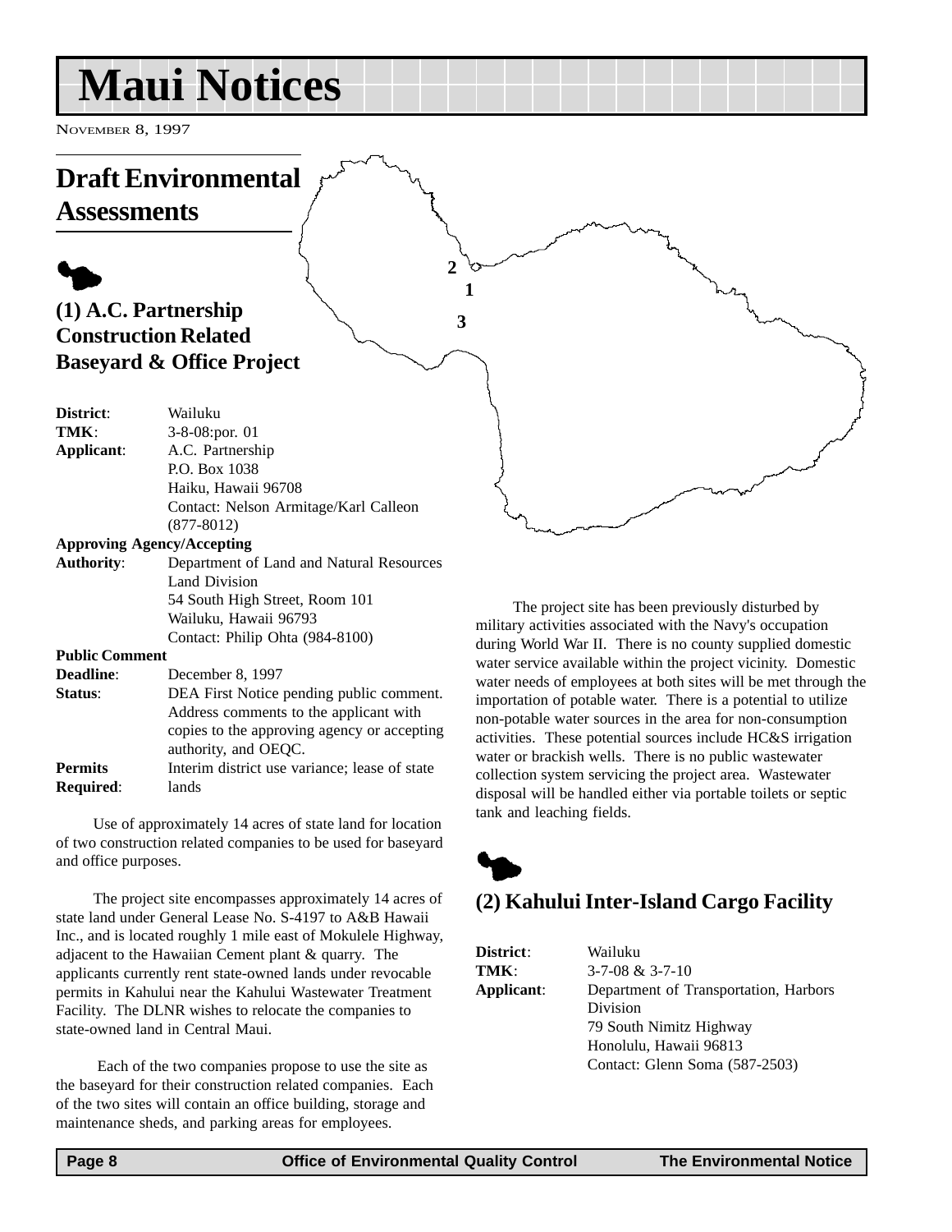# Maui Notices

NOVEMBER 8, 1997

## Draft Environmental Assessments

### (1) A.C. Partnership Construction Related Baseyard & Office Project

**District**: Wailuku
**TMK**: 3-8-08:por. 01
**Applicant**: A.C. Partnership
P.O. Box 1038
Haiku, Hawaii 96708
Contact: Nelson Armitage/Karl Calleon (877-8012)

**Approving Agency/Accepting Authority**: Department of Land and Natural Resources
Land Division
54 South High Street, Room 101
Wailuku, Hawaii 96793
Contact: Philip Ohta (984-8100)

**Public Comment Deadline**: December 8, 1997
**Status**: DEA First Notice pending public comment. Address comments to the applicant with copies to the approving agency or accepting authority, and OEQC.
**Permits Required**: Interim district use variance; lease of state lands

Use of approximately 14 acres of state land for location of two construction related companies to be used for baseyard and office purposes.

The project site encompasses approximately 14 acres of state land under General Lease No. S-4197 to A&B Hawaii Inc., and is located roughly 1 mile east of Mokulele Highway, adjacent to the Hawaiian Cement plant & quarry. The applicants currently rent state-owned lands under revocable permits in Kahului near the Kahului Wastewater Treatment Facility. The DLNR wishes to relocate the companies to state-owned land in Central Maui.

Each of the two companies propose to use the site as the baseyard for their construction related companies. Each of the two sites will contain an office building, storage and maintenance sheds, and parking areas for employees.

The project site has been previously disturbed by military activities associated with the Navy's occupation during World War II. There is no county supplied domestic water service available within the project vicinity. Domestic water needs of employees at both sites will be met through the importation of potable water. There is a potential to utilize non-potable water sources in the area for non-consumption activities. These potential sources include HC&S irrigation water or brackish wells. There is no public wastewater collection system servicing the project area. Wastewater disposal will be handled either via portable toilets or septic tank and leaching fields.

### (2) Kahului Inter-Island Cargo Facility

**District**: Wailuku
**TMK**: 3-7-08 & 3-7-10
**Applicant**: Department of Transportation, Harbors Division
79 South Nimitz Highway
Honolulu, Hawaii 96813
Contact: Glenn Soma (587-2503)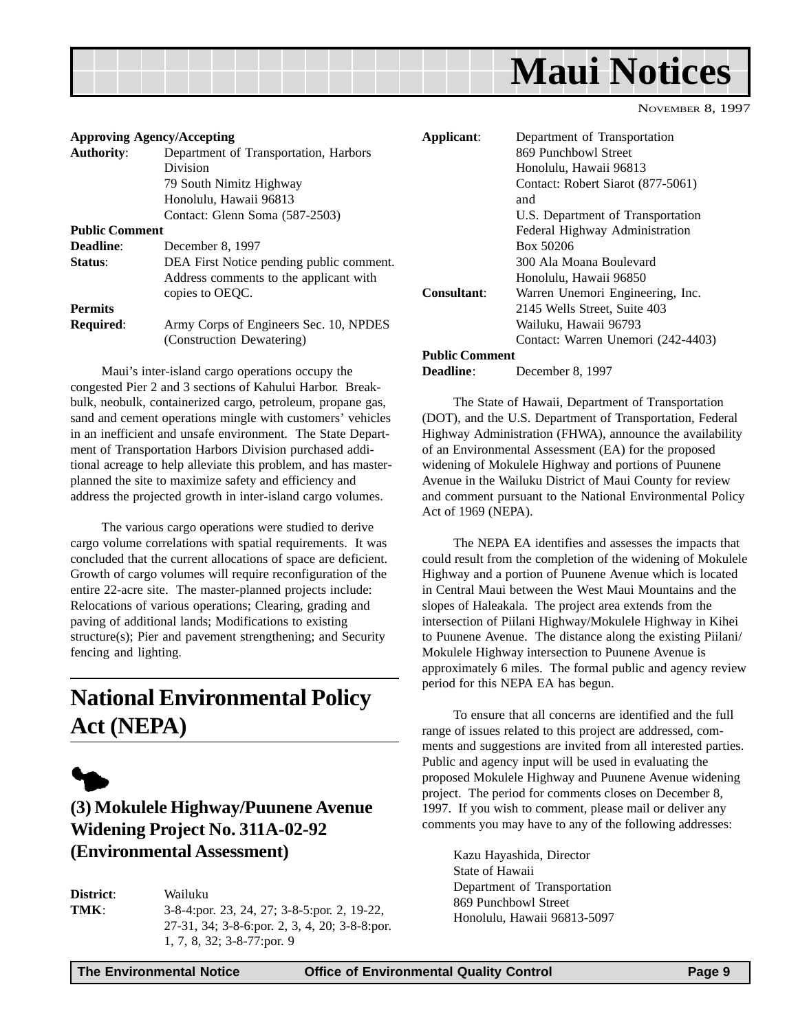**Approving Agency/Accepting**
**Authority**: Department of Transportation, Harbors Division
79 South Nimitz Highway
Honolulu, Hawaii 96813
Contact: Glenn Soma (587-2503)

**Public Comment**
**Deadline**: December 8, 1997

**Status**: DEA First Notice pending public comment. Address comments to the applicant with copies to OEQC.

**Permits**
**Required**: Army Corps of Engineers Sec. 10, NPDES (Construction Dewatering)

Maui's inter-island cargo operations occupy the congested Pier 2 and 3 sections of Kahului Harbor. Break-bulk, neobulk, containerized cargo, petroleum, propane gas, sand and cement operations mingle with customers' vehicles in an inefficient and unsafe environment. The State Department of Transportation Harbors Division purchased additional acreage to help alleviate this problem, and has master-planned the site to maximize safety and efficiency and address the projected growth in inter-island cargo volumes.

The various cargo operations were studied to derive cargo volume correlations with spatial requirements. It was concluded that the current allocations of space are deficient. Growth of cargo volumes will require reconfiguration of the entire 22-acre site. The master-planned projects include: Relocations of various operations; Clearing, grading and paving of additional lands; Modifications to existing structure(s); Pier and pavement strengthening; and Security fencing and lighting.

## National Environmental Policy Act (NEPA)

### (3) Mokulele Highway/Puunene Avenue Widening Project No. 311A-02-92 (Environmental Assessment)

**District**: Wailuku

**TMK**: 3-8-4:por. 23, 24, 27; 3-8-5:por. 2, 19-22, 27-31, 34; 3-8-6:por. 2, 3, 4, 20; 3-8-8:por. 1, 7, 8, 32; 3-8-77:por. 9

**Applicant**: Department of Transportation
869 Punchbowl Street
Honolulu, Hawaii 96813
Contact: Robert Siarot (877-5061)
and
U.S. Department of Transportation
Federal Highway Administration
Box 50206
300 Ala Moana Boulevard
Honolulu, Hawaii 96850

**Consultant**: Warren Unemori Engineering, Inc.
2145 Wells Street, Suite 403
Wailuku, Hawaii 96793
Contact: Warren Unemori (242-4403)

**Public Comment**
**Deadline**: December 8, 1997

The State of Hawaii, Department of Transportation (DOT), and the U.S. Department of Transportation, Federal Highway Administration (FHWA), announce the availability of an Environmental Assessment (EA) for the proposed widening of Mokulele Highway and portions of Puunene Avenue in the Wailuku District of Maui County for review and comment pursuant to the National Environmental Policy Act of 1969 (NEPA).

The NEPA EA identifies and assesses the impacts that could result from the completion of the widening of Mokulele Highway and a portion of Puunene Avenue which is located in Central Maui between the West Maui Mountains and the slopes of Haleakala. The project area extends from the intersection of Piilani Highway/Mokulele Highway in Kihei to Puunene Avenue. The distance along the existing Piilani/Mokulele Highway intersection to Puunene Avenue is approximately 6 miles. The formal public and agency review period for this NEPA EA has begun.

To ensure that all concerns are identified and the full range of issues related to this project are addressed, comments and suggestions are invited from all interested parties. Public and agency input will be used in evaluating the proposed Mokulele Highway and Puunene Avenue widening project. The period for comments closes on December 8, 1997. If you wish to comment, please mail or deliver any comments you may have to any of the following addresses:

Kazu Hayashida, Director
State of Hawaii
Department of Transportation
869 Punchbowl Street
Honolulu, Hawaii 96813-5097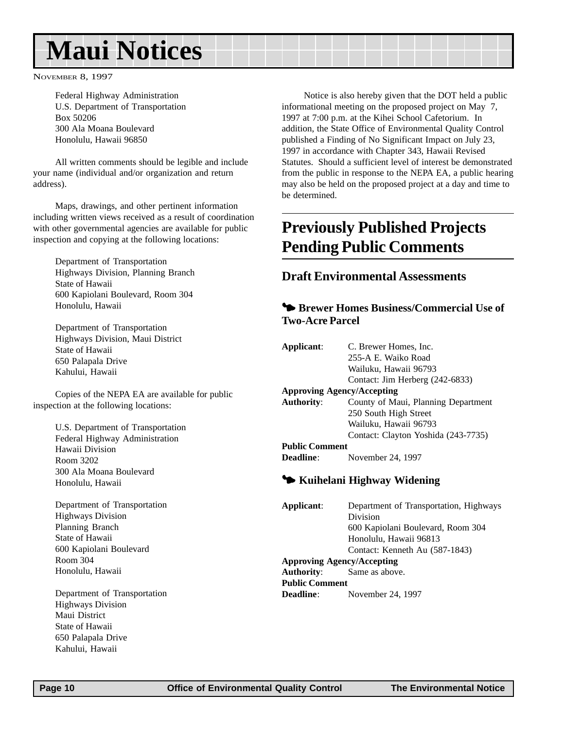# Maui Notices

November 8, 1997

Federal Highway Administration
U.S. Department of Transportation
Box 50206
300 Ala Moana Boulevard
Honolulu, Hawaii 96850

All written comments should be legible and include your name (individual and/or organization and return address).

Maps, drawings, and other pertinent information including written views received as a result of coordination with other governmental agencies are available for public inspection and copying at the following locations:

Department of Transportation
Highways Division, Planning Branch
State of Hawaii
600 Kapiolani Boulevard, Room 304
Honolulu, Hawaii

Department of Transportation
Highways Division, Maui District
State of Hawaii
650 Palapala Drive
Kahului, Hawaii

Copies of the NEPA EA are available for public inspection at the following locations:

U.S. Department of Transportation
Federal Highway Administration
Hawaii Division
Room 3202
300 Ala Moana Boulevard
Honolulu, Hawaii

Department of Transportation
Highways Division
Planning Branch
State of Hawaii
600 Kapiolani Boulevard
Room 304
Honolulu, Hawaii

Department of Transportation
Highways Division
Maui District
State of Hawaii
650 Palapala Drive
Kahului, Hawaii

Notice is also hereby given that the DOT held a public informational meeting on the proposed project on May 7, 1997 at 7:00 p.m. at the Kihei School Cafetorium. In addition, the State Office of Environmental Quality Control published a Finding of No Significant Impact on July 23, 1997 in accordance with Chapter 343, Hawaii Revised Statutes. Should a sufficient level of interest be demonstrated from the public in response to the NEPA EA, a public hearing may also be held on the proposed project at a day and time to be determined.

## Previously Published Projects Pending Public Comments

### Draft Environmental Assessments

#### Brewer Homes Business/Commercial Use of Two-Acre Parcel

**Applicant**: C. Brewer Homes, Inc.
255-A E. Waiko Road
Wailuku, Hawaii 96793
Contact: Jim Herberg (242-6833)

**Approving Agency/Accepting Authority**: County of Maui, Planning Department
250 South High Street
Wailuku, Hawaii 96793
Contact: Clayton Yoshida (243-7735)

**Public Comment Deadline**: November 24, 1997

#### Kuihelani Highway Widening

**Applicant**: Department of Transportation, Highways Division
600 Kapiolani Boulevard, Room 304
Honolulu, Hawaii 96813
Contact: Kenneth Au (587-1843)

**Approving Agency/Accepting Authority**: Same as above.

**Public Comment Deadline**: November 24, 1997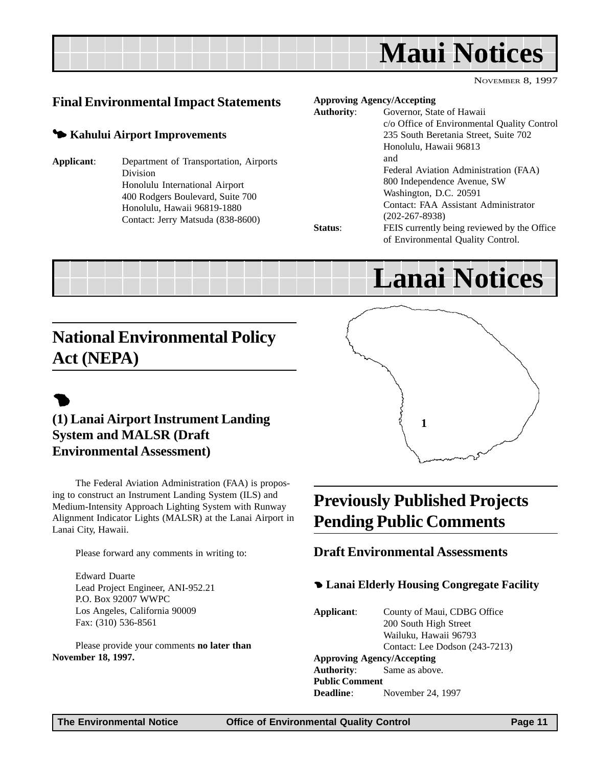# Maui Notices

NOVEMBER 8, 1997

## Final Environmental Impact Statements

### Kahului Airport Improvements

**Applicant**: Department of Transportation, Airports Division
Honolulu International Airport
400 Rodgers Boulevard, Suite 700
Honolulu, Hawaii 96819-1880
Contact: Jerry Matsuda (838-8600)

**Approving Agency/Accepting Authority**: Governor, State of Hawaii
c/o Office of Environmental Quality Control
235 South Beretania Street, Suite 702
Honolulu, Hawaii 96813
and
Federal Aviation Administration (FAA)
800 Independence Avenue, SW
Washington, D.C. 20591
Contact: FAA Assistant Administrator (202-267-8938)

**Status**: FEIS currently being reviewed by the Office of Environmental Quality Control.

# Lanai Notices

## National Environmental Policy Act (NEPA)

### (1) Lanai Airport Instrument Landing System and MALSR (Draft Environmental Assessment)

The Federal Aviation Administration (FAA) is proposing to construct an Instrument Landing System (ILS) and Medium-Intensity Approach Lighting System with Runway Alignment Indicator Lights (MALSR) at the Lanai Airport in Lanai City, Hawaii.

Please forward any comments in writing to:

Edward Duarte
Lead Project Engineer, ANI-952.21
P.O. Box 92007 WWPC
Los Angeles, California 90009
Fax: (310) 536-8561

Please provide your comments **no later than November 18, 1997.**

## Previously Published Projects Pending Public Comments

### Draft Environmental Assessments

#### Lanai Elderly Housing Congregate Facility

**Applicant**: County of Maui, CDBG Office
200 South High Street
Wailuku, Hawaii 96793
Contact: Lee Dodson (243-7213)

**Approving Agency/Accepting Authority**: Same as above.

**Public Comment Deadline**: November 24, 1997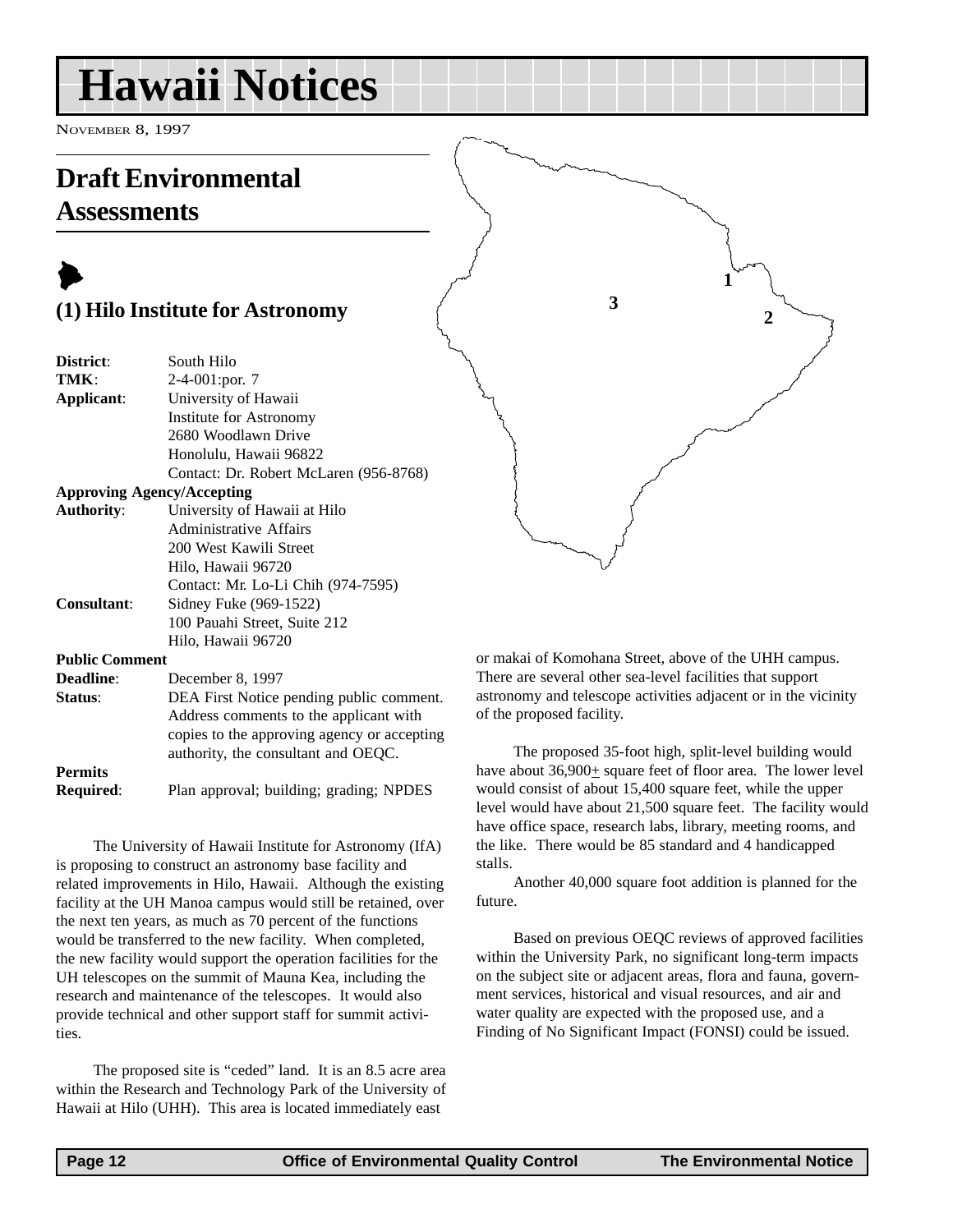# Hawaii Notices

NOVEMBER 8, 1997

## Draft Environmental Assessments

### (1) Hilo Institute for Astronomy

| | |
|---|---|
| **District**: | South Hilo |
| **TMK**: | 2-4-001:por. 7 |
| **Applicant**: | University of Hawaii<br>Institute for Astronomy<br>2680 Woodlawn Drive<br>Honolulu, Hawaii 96822<br>Contact: Dr. Robert McLaren (956-8768) |
| **Approving Agency/Accepting Authority**: | University of Hawaii at Hilo<br>Administrative Affairs<br>200 West Kawili Street<br>Hilo, Hawaii 96720<br>Contact: Mr. Lo-Li Chih (974-7595) |
| **Consultant**: | Sidney Fuke (969-1522)<br>100 Pauahi Street, Suite 212<br>Hilo, Hawaii 96720 |
| **Public Comment Deadline**: | December 8, 1997 |
| **Status**: | DEA First Notice pending public comment. Address comments to the applicant with copies to the approving agency or accepting authority, the consultant and OEQC. |
| **Permits Required**: | Plan approval; building; grading; NPDES |

The University of Hawaii Institute for Astronomy (IfA) is proposing to construct an astronomy base facility and related improvements in Hilo, Hawaii. Although the existing facility at the UH Manoa campus would still be retained, over the next ten years, as much as 70 percent of the functions would be transferred to the new facility. When completed, the new facility would support the operation facilities for the UH telescopes on the summit of Mauna Kea, including the research and maintenance of the telescopes. It would also provide technical and other support staff for summit activities.

The proposed site is "ceded" land. It is an 8.5 acre area within the Research and Technology Park of the University of Hawaii at Hilo (UHH). This area is located immediately east or makai of Komohana Street, above of the UHH campus. There are several other sea-level facilities that support astronomy and telescope activities adjacent or in the vicinity of the proposed facility.

The proposed 35-foot high, split-level building would have about 36,900± square feet of floor area. The lower level would consist of about 15,400 square feet, while the upper level would have about 21,500 square feet. The facility would have office space, research labs, library, meeting rooms, and the like. There would be 85 standard and 4 handicapped stalls.

Another 40,000 square foot addition is planned for the future.

Based on previous OEQC reviews of approved facilities within the University Park, no significant long-term impacts on the subject site or adjacent areas, flora and fauna, government services, historical and visual resources, and air and water quality are expected with the proposed use, and a Finding of No Significant Impact (FONSI) could be issued.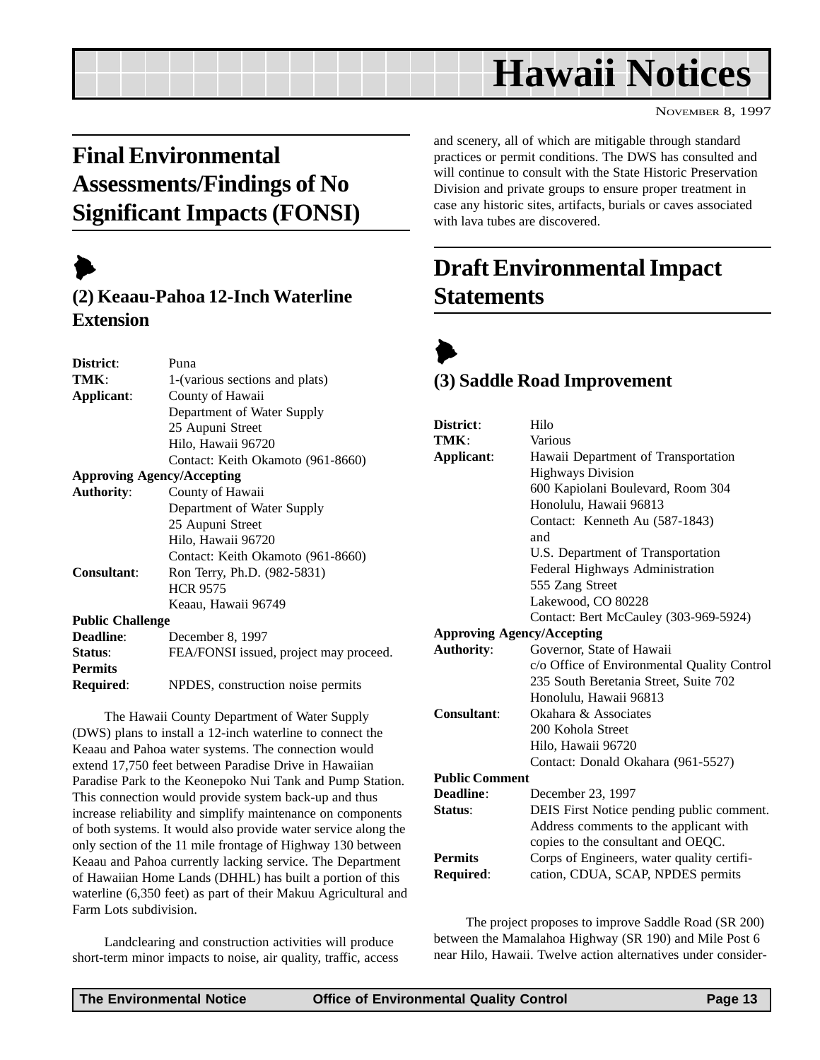# Hawaii Notices

November 8, 1997

## Final Environmental Assessments/Findings of No Significant Impacts (FONSI)

### (2) Keaau-Pahoa 12-Inch Waterline Extension

**District**: Puna
**TMK**: 1-(various sections and plats)
**Applicant**: County of Hawaii
Department of Water Supply
25 Aupuni Street
Hilo, Hawaii 96720
Contact: Keith Okamoto (961-8660)

**Approving Agency/Accepting Authority**: County of Hawaii
Department of Water Supply
25 Aupuni Street
Hilo, Hawaii 96720
Contact: Keith Okamoto (961-8660)

**Consultant**: Ron Terry, Ph.D. (982-5831)
HCR 9575
Keaau, Hawaii 96749

**Public Challenge Deadline**: December 8, 1997
**Status**: FEA/FONSI issued, project may proceed.
**Permits Required**: NPDES, construction noise permits

The Hawaii County Department of Water Supply (DWS) plans to install a 12-inch waterline to connect the Keaau and Pahoa water systems. The connection would extend 17,750 feet between Paradise Drive in Hawaiian Paradise Park to the Keonepoko Nui Tank and Pump Station. This connection would provide system back-up and thus increase reliability and simplify maintenance on components of both systems. It would also provide water service along the only section of the 11 mile frontage of Highway 130 between Keaau and Pahoa currently lacking service. The Department of Hawaiian Home Lands (DHHL) has built a portion of this waterline (6,350 feet) as part of their Makuu Agricultural and Farm Lots subdivision.

Landclearing and construction activities will produce short-term minor impacts to noise, air quality, traffic, access and scenery, all of which are mitigable through standard practices or permit conditions. The DWS has consulted and will continue to consult with the State Historic Preservation Division and private groups to ensure proper treatment in case any historic sites, artifacts, burials or caves associated with lava tubes are discovered.

## Draft Environmental Impact Statements

### (3) Saddle Road Improvement

**District**: Hilo
**TMK**: Various
**Applicant**: Hawaii Department of Transportation
Highways Division
600 Kapiolani Boulevard, Room 304
Honolulu, Hawaii 96813
Contact: Kenneth Au (587-1843)
and
U.S. Department of Transportation
Federal Highways Administration
555 Zang Street
Lakewood, CO 80228
Contact: Bert McCauley (303-969-5924)

**Approving Agency/Accepting Authority**: Governor, State of Hawaii
c/o Office of Environmental Quality Control
235 South Beretania Street, Suite 702
Honolulu, Hawaii 96813

**Consultant**: Okahara & Associates
200 Kohola Street
Hilo, Hawaii 96720
Contact: Donald Okahara (961-5527)

**Public Comment Deadline**: December 23, 1997
**Status**: DEIS First Notice pending public comment. Address comments to the applicant with copies to the consultant and OEQC.
**Permits Required**: Corps of Engineers, water quality certification, CDUA, SCAP, NPDES permits

The project proposes to improve Saddle Road (SR 200) between the Mamalahoa Highway (SR 190) and Mile Post 6 near Hilo, Hawaii. Twelve action alternatives under consider-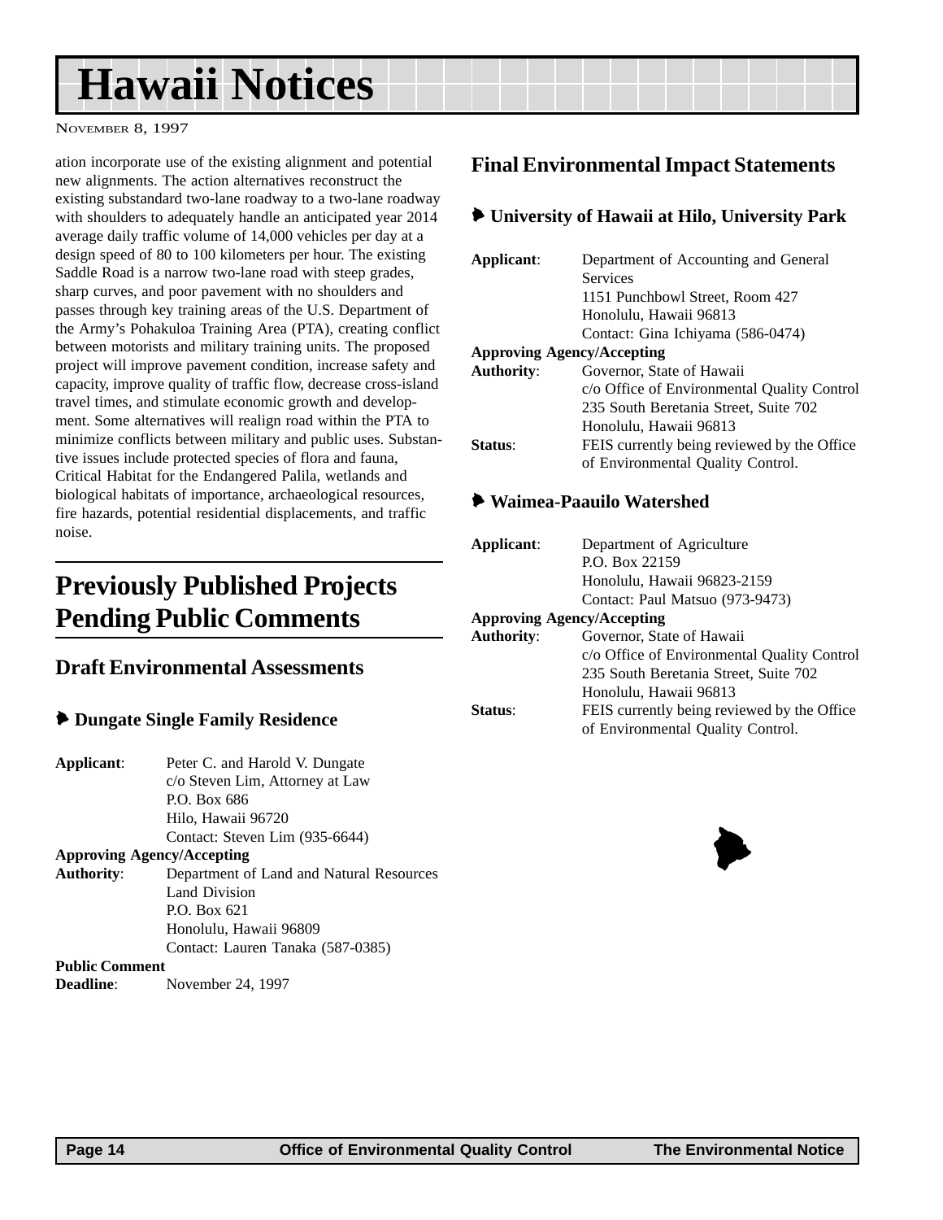ation incorporate use of the existing alignment and potential new alignments. The action alternatives reconstruct the existing substandard two-lane roadway to a two-lane roadway with shoulders to adequately handle an anticipated year 2014 average daily traffic volume of 14,000 vehicles per day at a design speed of 80 to 100 kilometers per hour. The existing Saddle Road is a narrow two-lane road with steep grades, sharp curves, and poor pavement with no shoulders and passes through key training areas of the U.S. Department of the Army's Pohakuloa Training Area (PTA), creating conflict between motorists and military training units. The proposed project will improve pavement condition, increase safety and capacity, improve quality of traffic flow, decrease cross-island travel times, and stimulate economic growth and development. Some alternatives will realign road within the PTA to minimize conflicts between military and public uses. Substantive issues include protected species of flora and fauna, Critical Habitat for the Endangered Palila, wetlands and biological habitats of importance, archaeological resources, fire hazards, potential residential displacements, and traffic noise.

# Previously Published Projects Pending Public Comments

## Draft Environmental Assessments

### Dungate Single Family Residence

**Applicant**: Peter C. and Harold V. Dungate
c/o Steven Lim, Attorney at Law
P.O. Box 686
Hilo, Hawaii 96720
Contact: Steven Lim (935-6644)

**Approving Agency/Accepting Authority**: Department of Land and Natural Resources
Land Division
P.O. Box 621
Honolulu, Hawaii 96809
Contact: Lauren Tanaka (587-0385)

**Public Comment Deadline**: November 24, 1997

## Final Environmental Impact Statements

### University of Hawaii at Hilo, University Park

**Applicant**: Department of Accounting and General Services
1151 Punchbowl Street, Room 427
Honolulu, Hawaii 96813
Contact: Gina Ichiyama (586-0474)

**Approving Agency/Accepting Authority**: Governor, State of Hawaii
c/o Office of Environmental Quality Control
235 South Beretania Street, Suite 702
Honolulu, Hawaii 96813

**Status**: FEIS currently being reviewed by the Office of Environmental Quality Control.

### Waimea-Paauilo Watershed

**Applicant**: Department of Agriculture
P.O. Box 22159
Honolulu, Hawaii 96823-2159
Contact: Paul Matsuo (973-9473)

**Approving Agency/Accepting Authority**: Governor, State of Hawaii
c/o Office of Environmental Quality Control
235 South Beretania Street, Suite 702
Honolulu, Hawaii 96813

**Status**: FEIS currently being reviewed by the Office of Environmental Quality Control.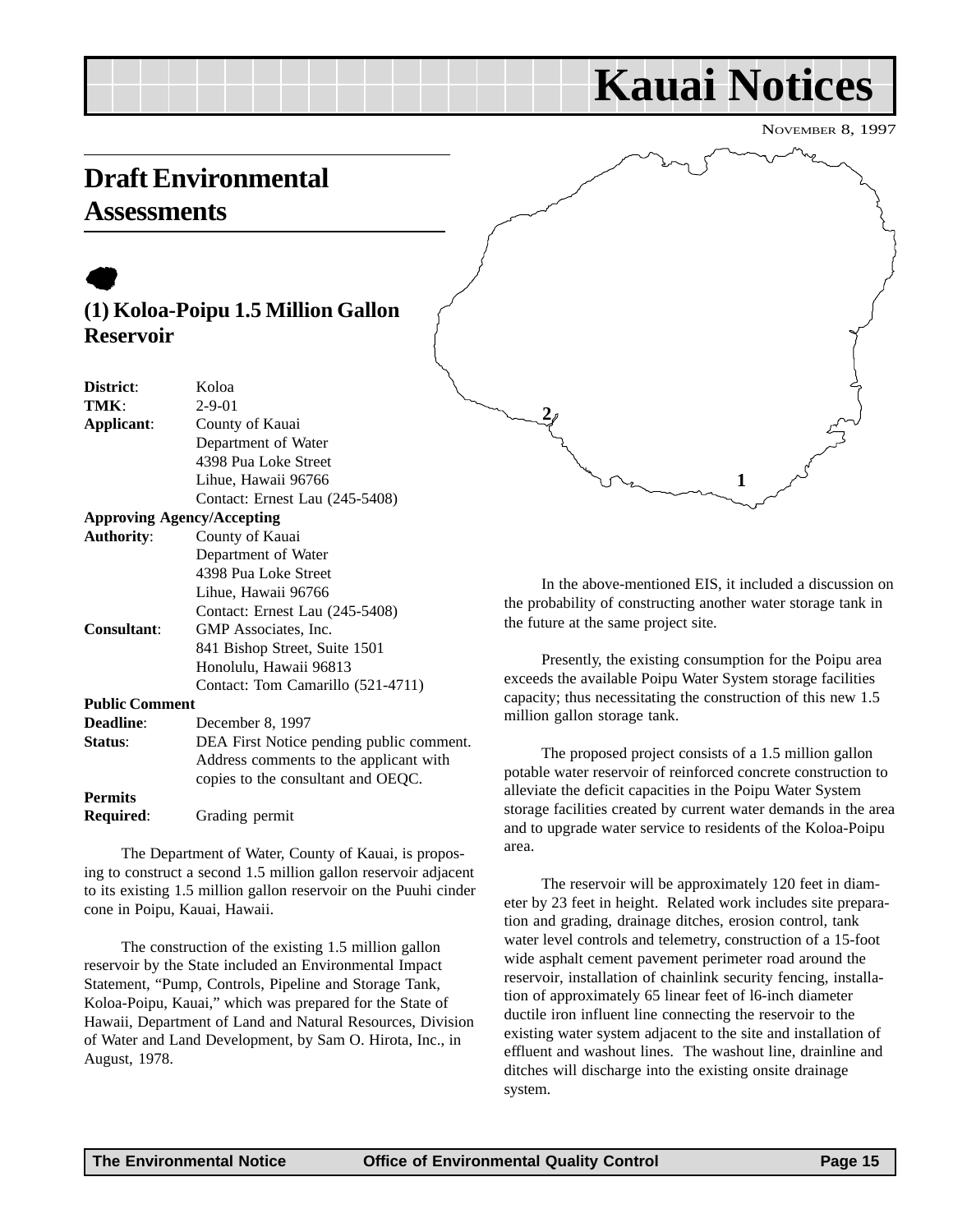# Kauai Notices

NOVEMBER 8, 1997

## Draft Environmental Assessments

### (1) Koloa-Poipu 1.5 Million Gallon Reservoir

**District**: Koloa
**TMK**: 2-9-01
**Applicant**: County of Kauai
Department of Water
4398 Pua Loke Street
Lihue, Hawaii 96766
Contact: Ernest Lau (245-5408)

**Approving Agency/Accepting Authority**: County of Kauai
Department of Water
4398 Pua Loke Street
Lihue, Hawaii 96766
Contact: Ernest Lau (245-5408)

**Consultant**: GMP Associates, Inc.
841 Bishop Street, Suite 1501
Honolulu, Hawaii 96813
Contact: Tom Camarillo (521-4711)

**Public Comment Deadline**: December 8, 1997

**Status**: DEA First Notice pending public comment. Address comments to the applicant with copies to the consultant and OEQC.

**Permits Required**: Grading permit

The Department of Water, County of Kauai, is proposing to construct a second 1.5 million gallon reservoir adjacent to its existing 1.5 million gallon reservoir on the Puuhi cinder cone in Poipu, Kauai, Hawaii.

The construction of the existing 1.5 million gallon reservoir by the State included an Environmental Impact Statement, "Pump, Controls, Pipeline and Storage Tank, Koloa-Poipu, Kauai," which was prepared for the State of Hawaii, Department of Land and Natural Resources, Division of Water and Land Development, by Sam O. Hirota, Inc., in August, 1978.

In the above-mentioned EIS, it included a discussion on the probability of constructing another water storage tank in the future at the same project site.

Presently, the existing consumption for the Poipu area exceeds the available Poipu Water System storage facilities capacity; thus necessitating the construction of this new 1.5 million gallon storage tank.

The proposed project consists of a 1.5 million gallon potable water reservoir of reinforced concrete construction to alleviate the deficit capacities in the Poipu Water System storage facilities created by current water demands in the area and to upgrade water service to residents of the Koloa-Poipu area.

The reservoir will be approximately 120 feet in diameter by 23 feet in height. Related work includes site preparation and grading, drainage ditches, erosion control, tank water level controls and telemetry, construction of a 15-foot wide asphalt cement pavement perimeter road around the reservoir, installation of chainlink security fencing, installation of approximately 65 linear feet of l6-inch diameter ductile iron influent line connecting the reservoir to the existing water system adjacent to the site and installation of effluent and washout lines. The washout line, drainline and ditches will discharge into the existing onsite drainage system.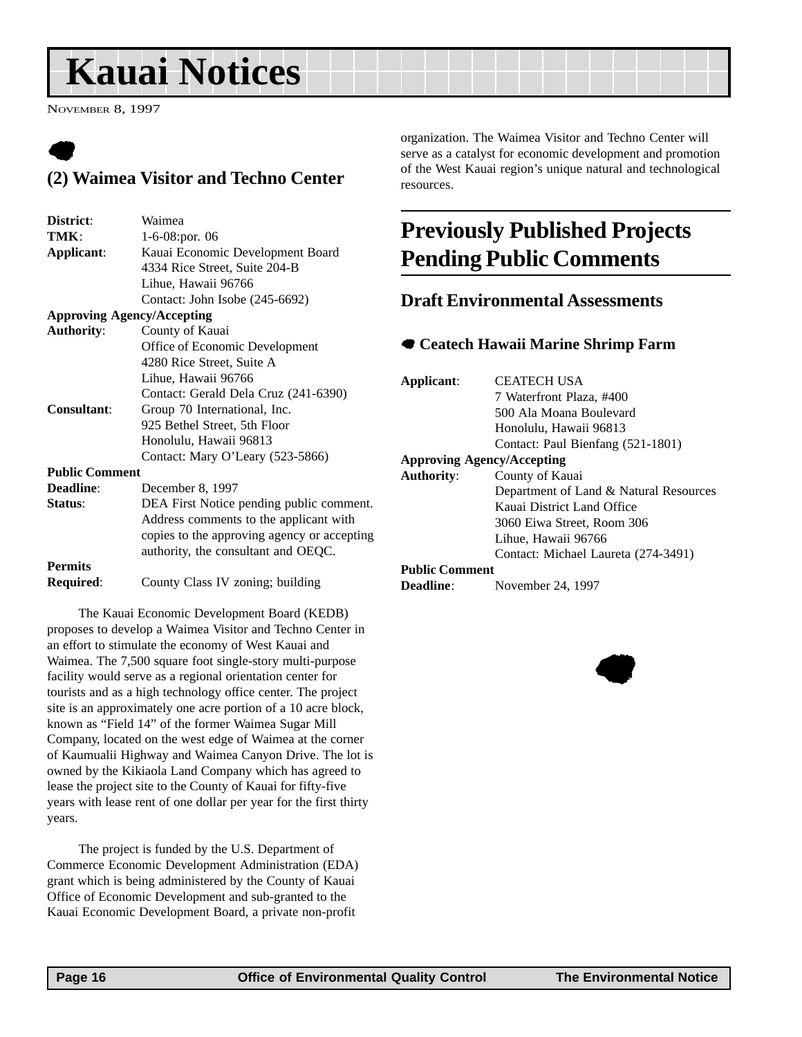# Kauai Notices

NOVEMBER 8, 1997

## (2) Waimea Visitor and Techno Center

**District**: Waimea
**TMK**: 1-6-08:por. 06
**Applicant**: Kauai Economic Development Board
4334 Rice Street, Suite 204-B
Lihue, Hawaii 96766
Contact: John Isobe (245-6692)
**Approving Agency/Accepting Authority**: County of Kauai
Office of Economic Development
4280 Rice Street, Suite A
Lihue, Hawaii 96766
Contact: Gerald Dela Cruz (241-6390)
**Consultant**: Group 70 International, Inc.
925 Bethel Street, 5th Floor
Honolulu, Hawaii 96813
Contact: Mary O'Leary (523-5866)
**Public Comment Deadline**: December 8, 1997
**Status**: DEA First Notice pending public comment. Address comments to the applicant with copies to the approving agency or accepting authority, the consultant and OEQC.
**Permits Required**: County Class IV zoning; building

The Kauai Economic Development Board (KEDB) proposes to develop a Waimea Visitor and Techno Center in an effort to stimulate the economy of West Kauai and Waimea. The 7,500 square foot single-story multi-purpose facility would serve as a regional orientation center for tourists and as a high technology office center. The project site is an approximately one acre portion of a 10 acre block, known as "Field 14" of the former Waimea Sugar Mill Company, located on the west edge of Waimea at the corner of Kaumualii Highway and Waimea Canyon Drive. The lot is owned by the Kikiaola Land Company which has agreed to lease the project site to the County of Kauai for fifty-five years with lease rent of one dollar per year for the first thirty years.

The project is funded by the U.S. Department of Commerce Economic Development Administration (EDA) grant which is being administered by the County of Kauai Office of Economic Development and sub-granted to the Kauai Economic Development Board, a private non-profit organization. The Waimea Visitor and Techno Center will serve as a catalyst for economic development and promotion of the West Kauai region's unique natural and technological resources.

## Previously Published Projects Pending Public Comments

### Draft Environmental Assessments

#### Ceatech Hawaii Marine Shrimp Farm

**Applicant**: CEATECH USA
7 Waterfront Plaza, #400
500 Ala Moana Boulevard
Honolulu, Hawaii 96813
Contact: Paul Bienfang (521-1801)
**Approving Agency/Accepting Authority**: County of Kauai
Department of Land & Natural Resources
Kauai District Land Office
3060 Eiwa Street, Room 306
Lihue, Hawaii 96766
Contact: Michael Laureta (274-3491)
**Public Comment Deadline**: November 24, 1997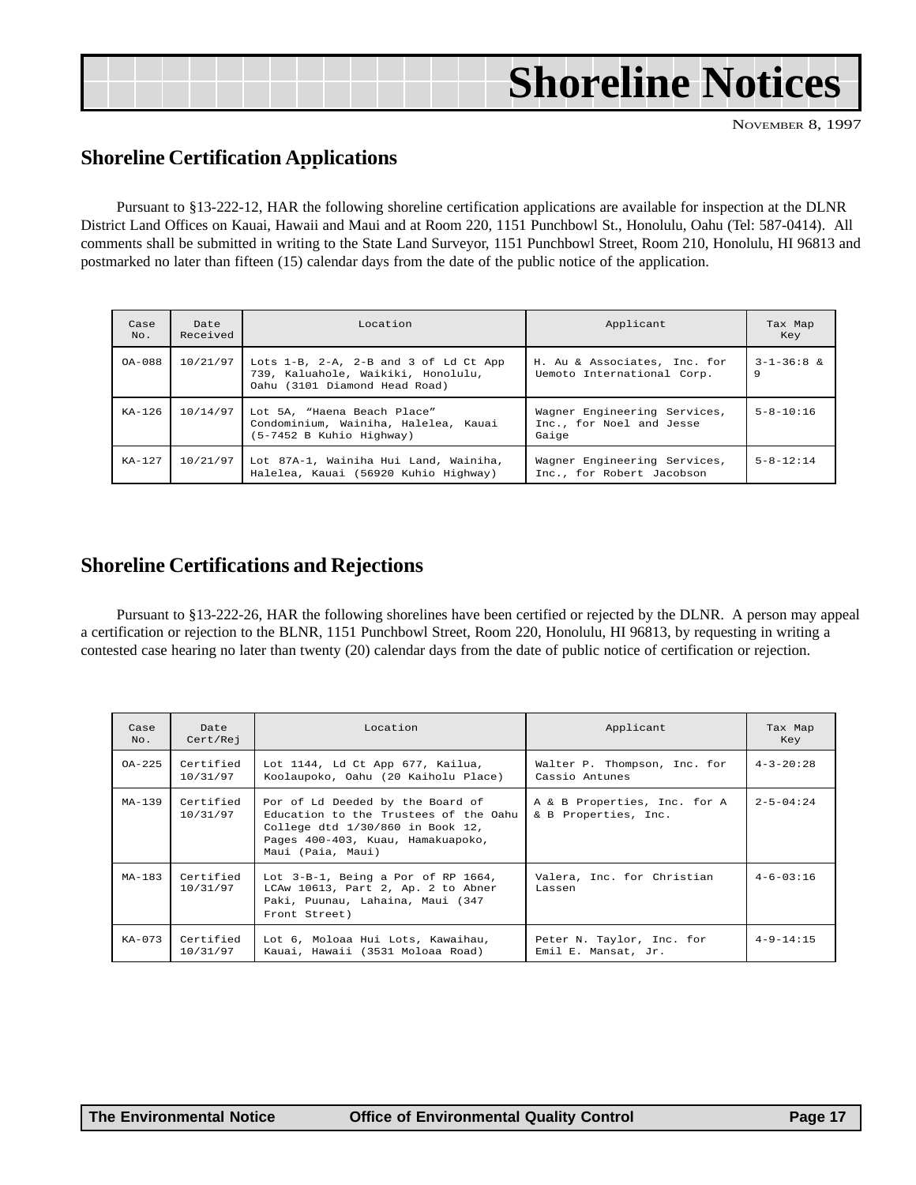# Shoreline Notices

NOVEMBER 8, 1997

## Shoreline Certification Applications

Pursuant to §13-222-12, HAR the following shoreline certification applications are available for inspection at the DLNR District Land Offices on Kauai, Hawaii and Maui and at Room 220, 1151 Punchbowl St., Honolulu, Oahu (Tel: 587-0414). All comments shall be submitted in writing to the State Land Surveyor, 1151 Punchbowl Street, Room 210, Honolulu, HI 96813 and postmarked no later than fifteen (15) calendar days from the date of the public notice of the application.

| Case No. | Date Received | Location | Applicant | Tax Map Key |
|---|---|---|---|---|
| OA-088 | 10/21/97 | Lots 1-B, 2-A, 2-B and 3 of Ld Ct App 739, Kaluahole, Waikiki, Honolulu, Oahu (3101 Diamond Head Road) | H. Au & Associates, Inc. for Uemoto International Corp. | 3-1-36:8 & 9 |
| KA-126 | 10/14/97 | Lot 5A, "Haena Beach Place" Condominium, Wainiha, Halelea, Kauai (5-7452 B Kuhio Highway) | Wagner Engineering Services, Inc., for Noel and Jesse Gaige | 5-8-10:16 |
| KA-127 | 10/21/97 | Lot 87A-1, Wainiha Hui Land, Wainiha, Halelea, Kauai (56920 Kuhio Highway) | Wagner Engineering Services, Inc., for Robert Jacobson | 5-8-12:14 |

## Shoreline Certifications and Rejections

Pursuant to §13-222-26, HAR the following shorelines have been certified or rejected by the DLNR. A person may appeal a certification or rejection to the BLNR, 1151 Punchbowl Street, Room 220, Honolulu, HI 96813, by requesting in writing a contested case hearing no later than twenty (20) calendar days from the date of public notice of certification or rejection.

| Case No. | Date Cert/Rej | Location | Applicant | Tax Map Key |
|---|---|---|---|---|
| OA-225 | Certified 10/31/97 | Lot 1144, Ld Ct App 677, Kailua, Koolaupoko, Oahu (20 Kaiholu Place) | Walter P. Thompson, Inc. for Cassio Antunes | 4-3-20:28 |
| MA-139 | Certified 10/31/97 | Por of Ld Deeded by the Board of Education to the Trustees of the Oahu College dtd 1/30/860 in Book 12, Pages 400-403, Kuau, Hamakuapoko, Maui (Paia, Maui) | A & B Properties, Inc. for A & B Properties, Inc. | 2-5-04:24 |
| MA-183 | Certified 10/31/97 | Lot 3-B-1, Being a Por of RP 1664, LCAw 10613, Part 2, Ap. 2 to Abner Paki, Puunau, Lahaina, Maui (347 Front Street) | Valera, Inc. for Christian Lassen | 4-6-03:16 |
| KA-073 | Certified 10/31/97 | Lot 6, Moloaa Hui Lots, Kawaihau, Kauai, Hawaii (3531 Moloaa Road) | Peter N. Taylor, Inc. for Emil E. Mansat, Jr. | 4-9-14:15 |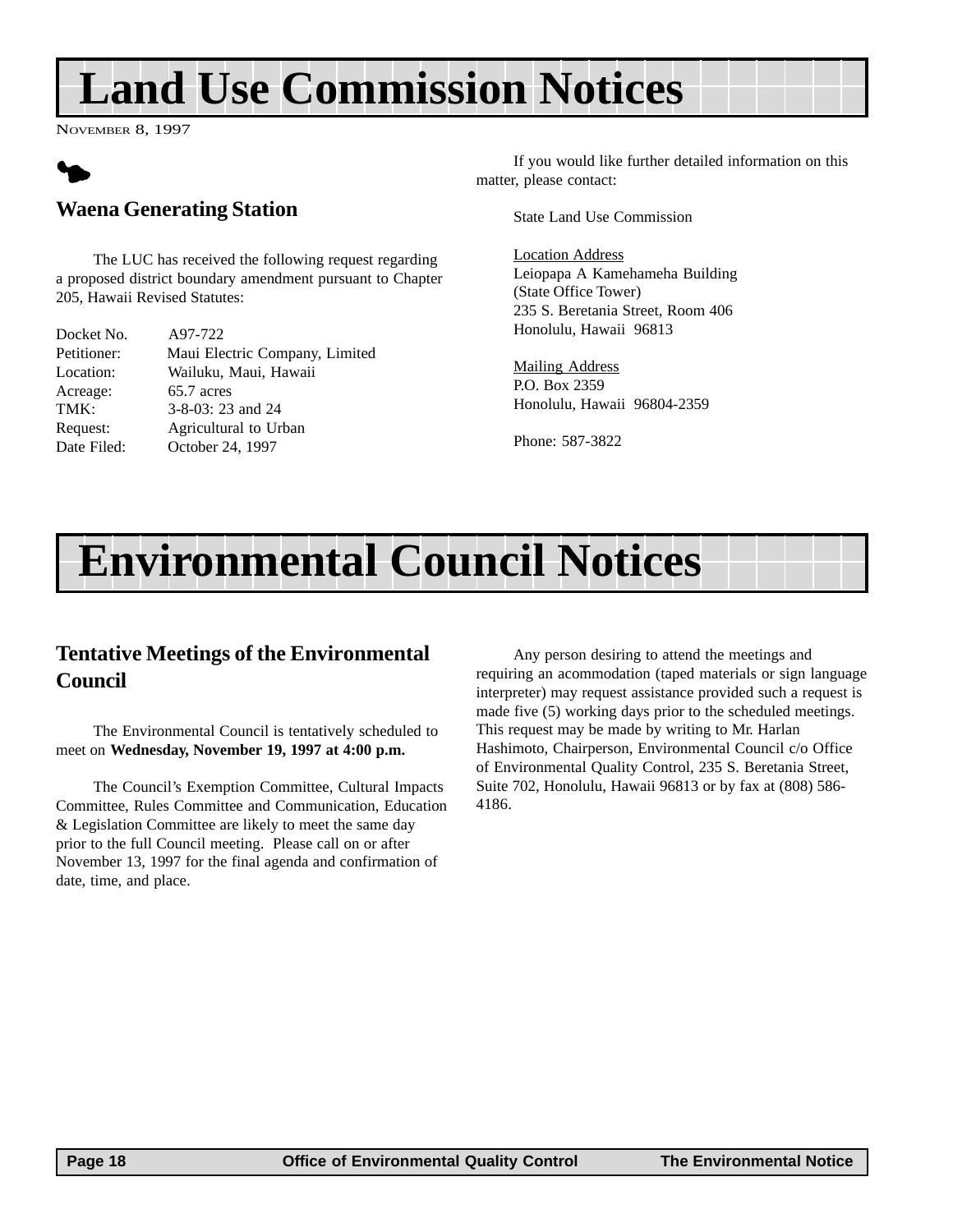# Land Use Commission Notices

NOVEMBER 8, 1997

## Waena Generating Station

The LUC has received the following request regarding a proposed district boundary amendment pursuant to Chapter 205, Hawaii Revised Statutes:

| | |
|---|---|
| Docket No. | A97-722 |
| Petitioner: | Maui Electric Company, Limited |
| Location: | Wailuku, Maui, Hawaii |
| Acreage: | 65.7 acres |
| TMK: | 3-8-03: 23 and 24 |
| Request: | Agricultural to Urban |
| Date Filed: | October 24, 1997 |

If you would like further detailed information on this matter, please contact:

State Land Use Commission

Location Address
Leiopapa A Kamehameha Building
(State Office Tower)
235 S. Beretania Street, Room 406
Honolulu, Hawaii 96813

Mailing Address
P.O. Box 2359
Honolulu, Hawaii 96804-2359

Phone: 587-3822

# Environmental Council Notices

## Tentative Meetings of the Environmental Council

The Environmental Council is tentatively scheduled to meet on **Wednesday, November 19, 1997 at 4:00 p.m.**

The Council's Exemption Committee, Cultural Impacts Committee, Rules Committee and Communication, Education & Legislation Committee are likely to meet the same day prior to the full Council meeting. Please call on or after November 13, 1997 for the final agenda and confirmation of date, time, and place.

Any person desiring to attend the meetings and requiring an acommodation (taped materials or sign language interpreter) may request assistance provided such a request is made five (5) working days prior to the scheduled meetings. This request may be made by writing to Mr. Harlan Hashimoto, Chairperson, Environmental Council c/o Office of Environmental Quality Control, 235 S. Beretania Street, Suite 702, Honolulu, Hawaii 96813 or by fax at (808) 586-4186.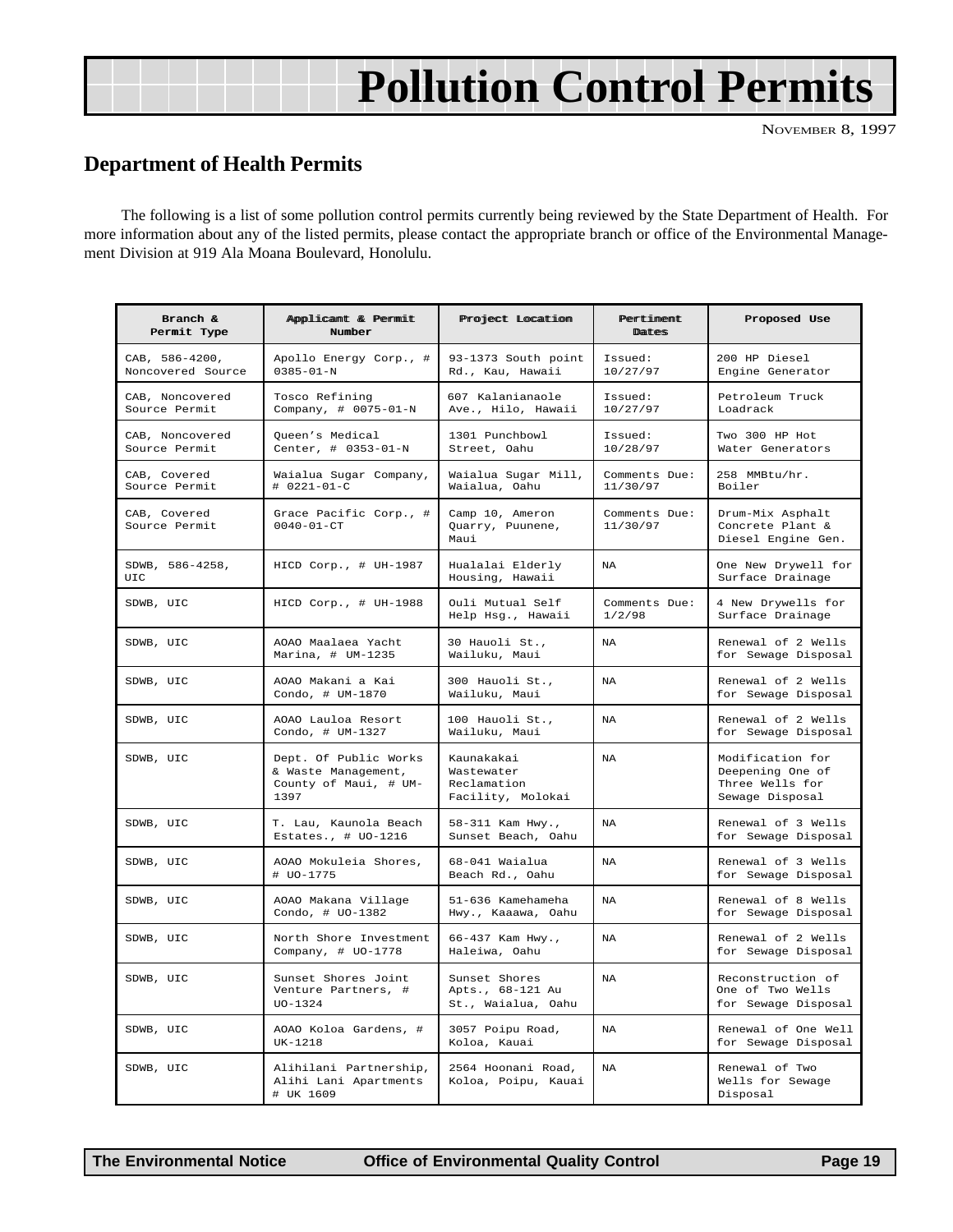# Pollution Control Permits

NOVEMBER 8, 1997

## Department of Health Permits

The following is a list of some pollution control permits currently being reviewed by the State Department of Health. For more information about any of the listed permits, please contact the appropriate branch or office of the Environmental Management Division at 919 Ala Moana Boulevard, Honolulu.

| Branch & Permit Type | Applicant & Permit Number | Project Location | Pertinent Dates | Proposed Use |
|---|---|---|---|---|
| CAB, 586-4200, Noncovered Source | Apollo Energy Corp., # 0385-01-N | 93-1373 South point Rd., Kau, Hawaii | Issued: 10/27/97 | 200 HP Diesel Engine Generator |
| CAB, Noncovered Source Permit | Tosco Refining Company, # 0075-01-N | 607 Kalanianaole Ave., Hilo, Hawaii | Issued: 10/27/97 | Petroleum Truck Loadrack |
| CAB, Noncovered Source Permit | Queen's Medical Center, # 0353-01-N | 1301 Punchbowl Street, Oahu | Issued: 10/28/97 | Two 300 HP Hot Water Generators |
| CAB, Covered Source Permit | Waialua Sugar Company, # 0221-01-C | Waialua Sugar Mill, Waialua, Oahu | Comments Due: 11/30/97 | 258 MMBtu/hr. Boiler |
| CAB, Covered Source Permit | Grace Pacific Corp., # 0040-01-CT | Camp 10, Ameron Quarry, Puunene, Maui | Comments Due: 11/30/97 | Drum-Mix Asphalt Concrete Plant & Diesel Engine Gen. |
| SDWB, 586-4258, UIC | HICD Corp., # UH-1987 | Hualalai Elderly Housing, Hawaii | NA | One New Drywell for Surface Drainage |
| SDWB, UIC | HICD Corp., # UH-1988 | Ouli Mutual Self Help Hsg., Hawaii | Comments Due: 1/2/98 | 4 New Drywells for Surface Drainage |
| SDWB, UIC | AOAO Maalaea Yacht Marina, # UM-1235 | 30 Hauoli St., Wailuku, Maui | NA | Renewal of 2 Wells for Sewage Disposal |
| SDWB, UIC | AOAO Makani a Kai Condo, # UM-1870 | 300 Hauoli St., Wailuku, Maui | NA | Renewal of 2 Wells for Sewage Disposal |
| SDWB, UIC | AOAO Lauloa Resort Condo, # UM-1327 | 100 Hauoli St., Wailuku, Maui | NA | Renewal of 2 Wells for Sewage Disposal |
| SDWB, UIC | Dept. Of Public Works & Waste Management, County of Maui, # UM-1397 | Kaunakakai Wastewater Reclamation Facility, Molokai | NA | Modification for Deepening One of Three Wells for Sewage Disposal |
| SDWB, UIC | T. Lau, Kaunola Beach Estates., # UO-1216 | 58-311 Kam Hwy., Sunset Beach, Oahu | NA | Renewal of 3 Wells for Sewage Disposal |
| SDWB, UIC | AOAO Mokuleia Shores, # UO-1775 | 68-041 Waialua Beach Rd., Oahu | NA | Renewal of 3 Wells for Sewage Disposal |
| SDWB, UIC | AOAO Makana Village Condo, # UO-1382 | 51-636 Kamehameha Hwy., Kaaawa, Oahu | NA | Renewal of 8 Wells for Sewage Disposal |
| SDWB, UIC | North Shore Investment Company, # UO-1778 | 66-437 Kam Hwy., Haleiwa, Oahu | NA | Renewal of 2 Wells for Sewage Disposal |
| SDWB, UIC | Sunset Shores Joint Venture Partners, # UO-1324 | Sunset Shores Apts., 68-121 Au St., Waialua, Oahu | NA | Reconstruction of One of Two Wells for Sewage Disposal |
| SDWB, UIC | AOAO Koloa Gardens, # UK-1218 | 3057 Poipu Road, Koloa, Kauai | NA | Renewal of One Well for Sewage Disposal |
| SDWB, UIC | Alihilani Partnership, Alihi Lani Apartments # UK 1609 | 2564 Hoonani Road, Koloa, Poipu, Kauai | NA | Renewal of Two Wells for Sewage Disposal |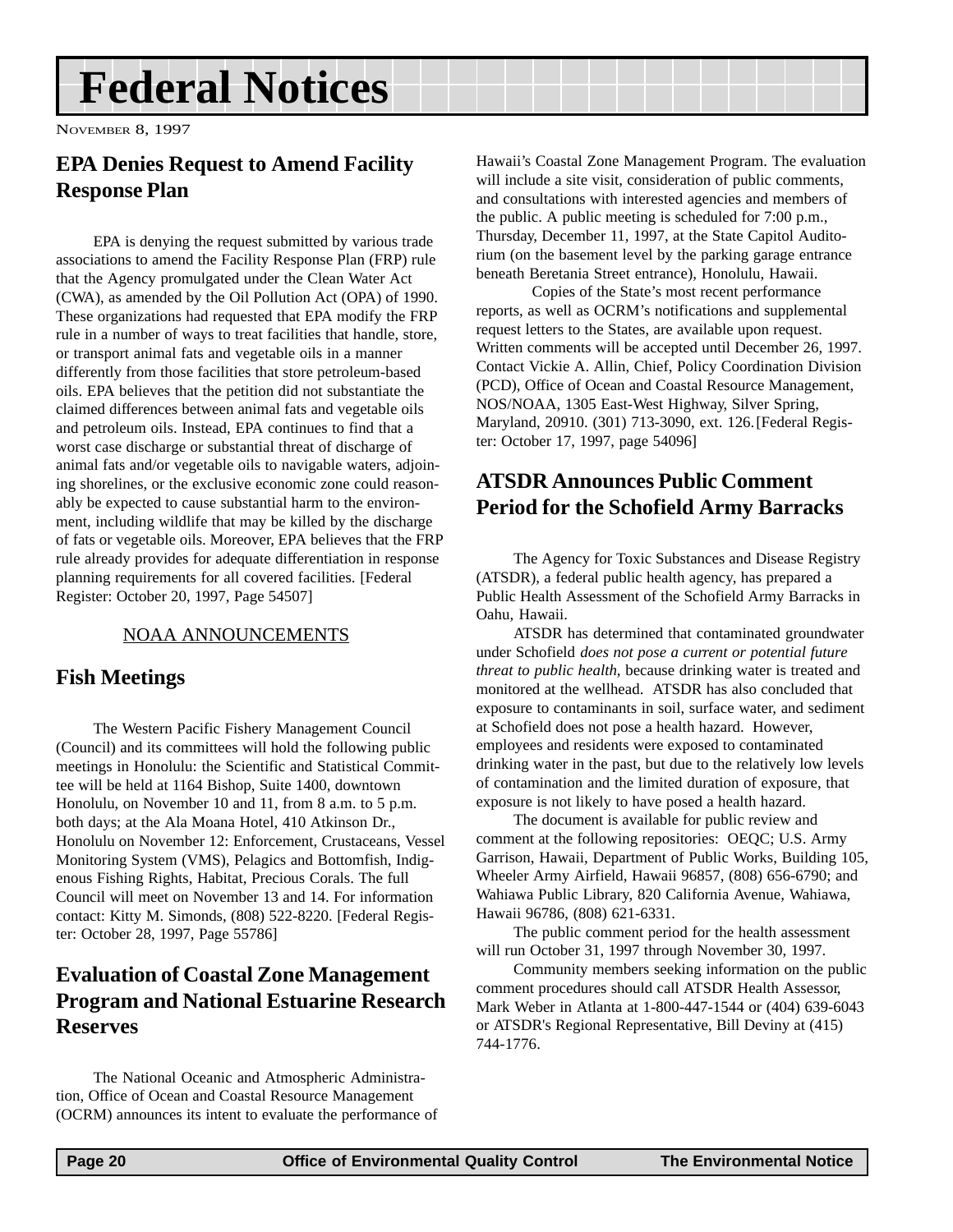# Federal Notices

November 8, 1997

## EPA Denies Request to Amend Facility Response Plan

EPA is denying the request submitted by various trade associations to amend the Facility Response Plan (FRP) rule that the Agency promulgated under the Clean Water Act (CWA), as amended by the Oil Pollution Act (OPA) of 1990. These organizations had requested that EPA modify the FRP rule in a number of ways to treat facilities that handle, store, or transport animal fats and vegetable oils in a manner differently from those facilities that store petroleum-based oils. EPA believes that the petition did not substantiate the claimed differences between animal fats and vegetable oils and petroleum oils. Instead, EPA continues to find that a worst case discharge or substantial threat of discharge of animal fats and/or vegetable oils to navigable waters, adjoining shorelines, or the exclusive economic zone could reasonably be expected to cause substantial harm to the environment, including wildlife that may be killed by the discharge of fats or vegetable oils. Moreover, EPA believes that the FRP rule already provides for adequate differentiation in response planning requirements for all covered facilities. [Federal Register: October 20, 1997, Page 54507]

NOAA ANNOUNCEMENTS

## Fish Meetings

The Western Pacific Fishery Management Council (Council) and its committees will hold the following public meetings in Honolulu: the Scientific and Statistical Committee will be held at 1164 Bishop, Suite 1400, downtown Honolulu, on November 10 and 11, from 8 a.m. to 5 p.m. both days; at the Ala Moana Hotel, 410 Atkinson Dr., Honolulu on November 12: Enforcement, Crustaceans, Vessel Monitoring System (VMS), Pelagics and Bottomfish, Indigenous Fishing Rights, Habitat, Precious Corals. The full Council will meet on November 13 and 14. For information contact: Kitty M. Simonds, (808) 522-8220. [Federal Register: October 28, 1997, Page 55786]

## Evaluation of Coastal Zone Management Program and National Estuarine Research Reserves

The National Oceanic and Atmospheric Administration, Office of Ocean and Coastal Resource Management (OCRM) announces its intent to evaluate the performance of Hawaii's Coastal Zone Management Program. The evaluation will include a site visit, consideration of public comments, and consultations with interested agencies and members of the public. A public meeting is scheduled for 7:00 p.m., Thursday, December 11, 1997, at the State Capitol Auditorium (on the basement level by the parking garage entrance beneath Beretania Street entrance), Honolulu, Hawaii.

Copies of the State's most recent performance reports, as well as OCRM's notifications and supplemental request letters to the States, are available upon request. Written comments will be accepted until December 26, 1997. Contact Vickie A. Allin, Chief, Policy Coordination Division (PCD), Office of Ocean and Coastal Resource Management, NOS/NOAA, 1305 East-West Highway, Silver Spring, Maryland, 20910. (301) 713-3090, ext. 126.[Federal Register: October 17, 1997, page 54096]

## ATSDR Announces Public Comment Period for the Schofield Army Barracks

The Agency for Toxic Substances and Disease Registry (ATSDR), a federal public health agency, has prepared a Public Health Assessment of the Schofield Army Barracks in Oahu, Hawaii.

ATSDR has determined that contaminated groundwater under Schofield *does not pose a current or potential future threat to public health*, because drinking water is treated and monitored at the wellhead. ATSDR has also concluded that exposure to contaminants in soil, surface water, and sediment at Schofield does not pose a health hazard. However, employees and residents were exposed to contaminated drinking water in the past, but due to the relatively low levels of contamination and the limited duration of exposure, that exposure is not likely to have posed a health hazard.

The document is available for public review and comment at the following repositories: OEQC; U.S. Army Garrison, Hawaii, Department of Public Works, Building 105, Wheeler Army Airfield, Hawaii 96857, (808) 656-6790; and Wahiawa Public Library, 820 California Avenue, Wahiawa, Hawaii 96786, (808) 621-6331.

The public comment period for the health assessment will run October 31, 1997 through November 30, 1997.

Community members seeking information on the public comment procedures should call ATSDR Health Assessor, Mark Weber in Atlanta at 1-800-447-1544 or (404) 639-6043 or ATSDR's Regional Representative, Bill Deviny at (415) 744-1776.